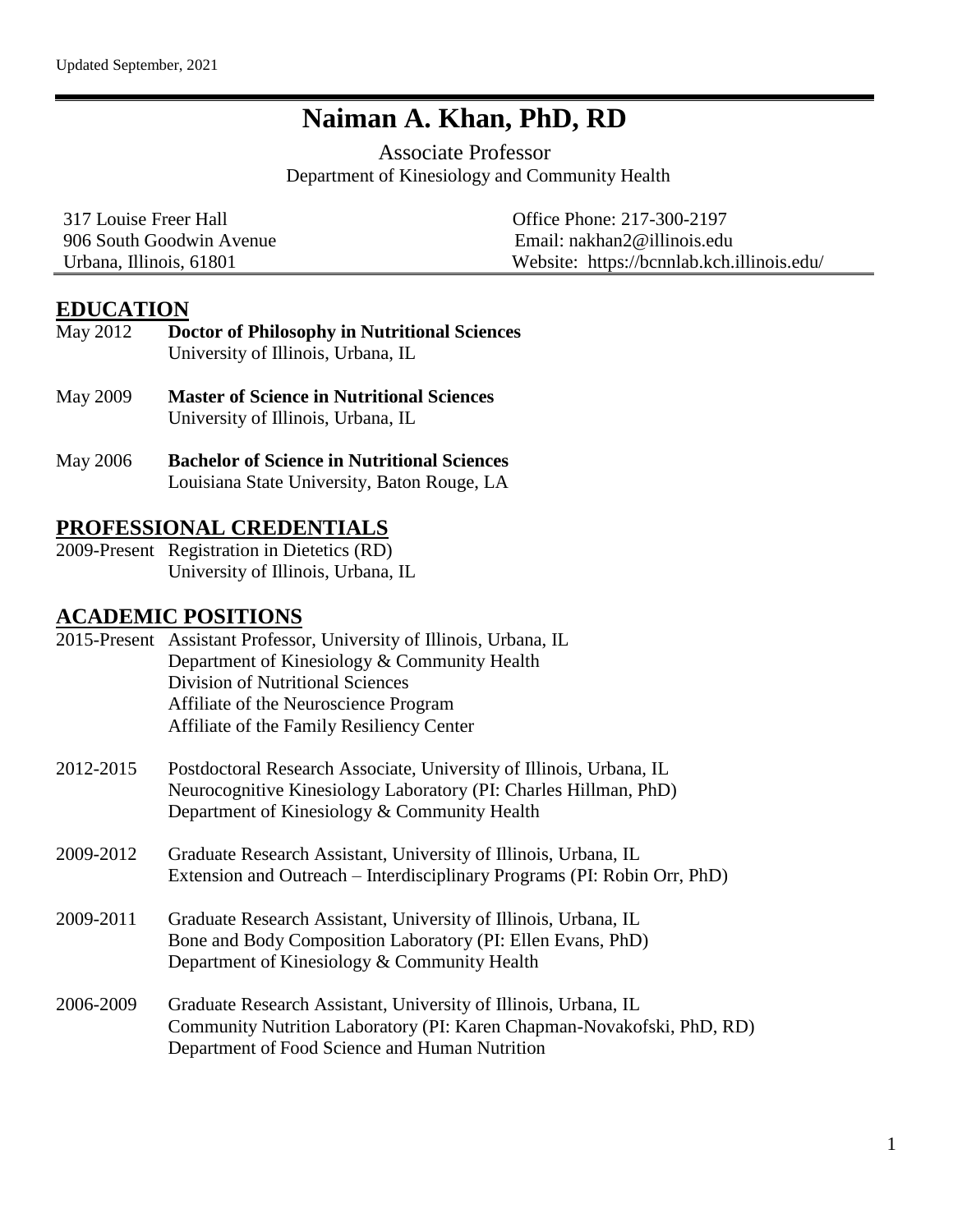Updated September, 2021

# Naiman A. Khan, PhD, RD

Associate Professor
Department of Kinesiology and Community Health

317 Louise Freer Hall
906 South Goodwin Avenue
Urbana, Illinois, 61801

Office Phone: 217-300-2197
Email: nakhan2@illinois.edu
Website: https://bcnnlab.kch.illinois.edu/

## EDUCATION

May 2012 **Doctor of Philosophy in Nutritional Sciences**
University of Illinois, Urbana, IL

May 2009 **Master of Science in Nutritional Sciences**
University of Illinois, Urbana, IL

May 2006 **Bachelor of Science in Nutritional Sciences**
Louisiana State University, Baton Rouge, LA

## PROFESSIONAL CREDENTIALS

2009-Present Registration in Dietetics (RD)
University of Illinois, Urbana, IL

## ACADEMIC POSITIONS

2015-Present Assistant Professor, University of Illinois, Urbana, IL
Department of Kinesiology & Community Health
Division of Nutritional Sciences
Affiliate of the Neuroscience Program
Affiliate of the Family Resiliency Center

2012-2015 Postdoctoral Research Associate, University of Illinois, Urbana, IL
Neurocognitive Kinesiology Laboratory (PI: Charles Hillman, PhD)
Department of Kinesiology & Community Health

2009-2012 Graduate Research Assistant, University of Illinois, Urbana, IL
Extension and Outreach – Interdisciplinary Programs (PI: Robin Orr, PhD)

2009-2011 Graduate Research Assistant, University of Illinois, Urbana, IL
Bone and Body Composition Laboratory (PI: Ellen Evans, PhD)
Department of Kinesiology & Community Health

2006-2009 Graduate Research Assistant, University of Illinois, Urbana, IL
Community Nutrition Laboratory (PI: Karen Chapman-Novakofski, PhD, RD)
Department of Food Science and Human Nutrition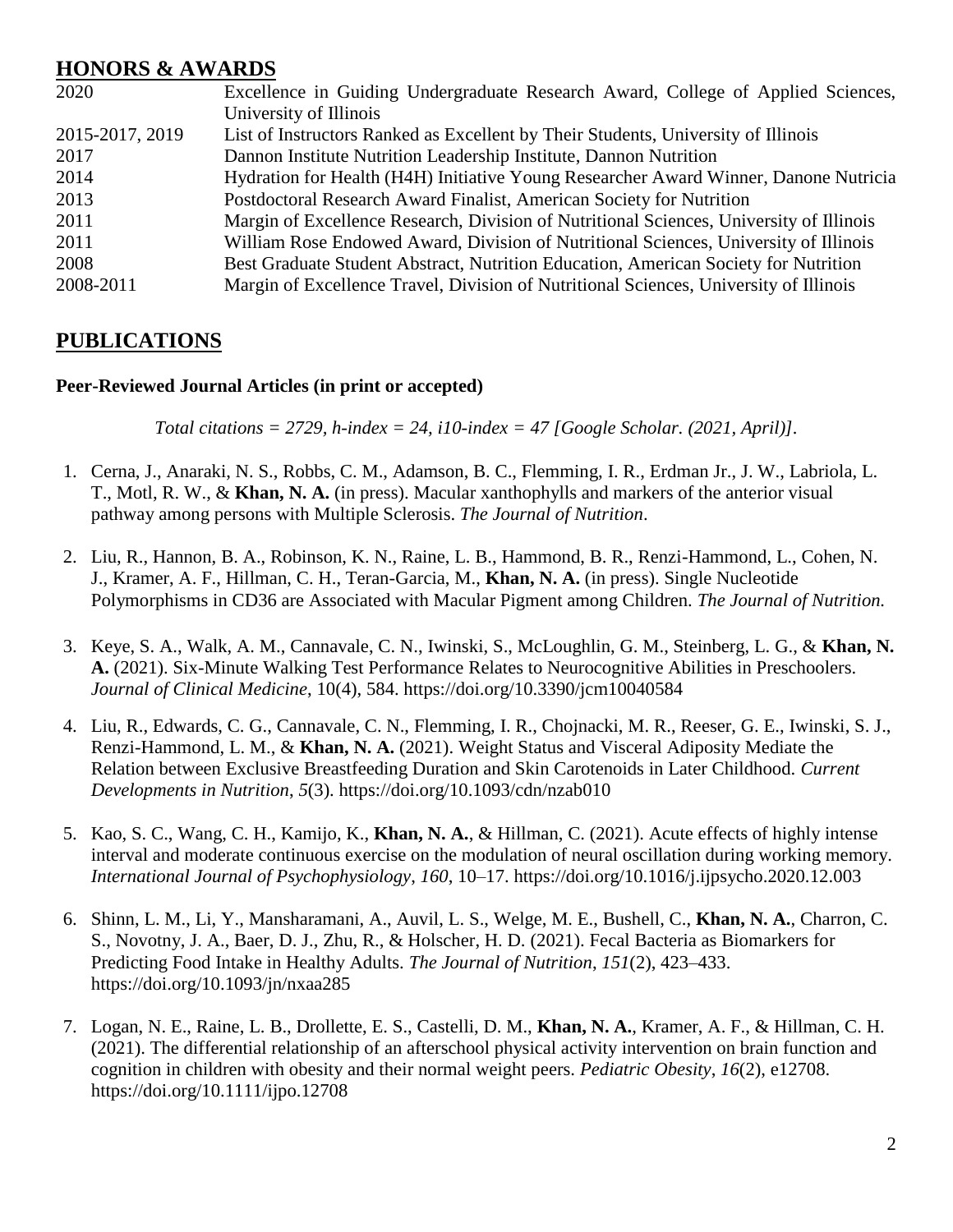## HONORS & AWARDS

| | |
|---|---|
| 2020 | Excellence in Guiding Undergraduate Research Award, College of Applied Sciences, University of Illinois |
| 2015-2017, 2019 | List of Instructors Ranked as Excellent by Their Students, University of Illinois |
| 2017 | Dannon Institute Nutrition Leadership Institute, Dannon Nutrition |
| 2014 | Hydration for Health (H4H) Initiative Young Researcher Award Winner, Danone Nutricia |
| 2013 | Postdoctoral Research Award Finalist, American Society for Nutrition |
| 2011 | Margin of Excellence Research, Division of Nutritional Sciences, University of Illinois |
| 2011 | William Rose Endowed Award, Division of Nutritional Sciences, University of Illinois |
| 2008 | Best Graduate Student Abstract, Nutrition Education, American Society for Nutrition |
| 2008-2011 | Margin of Excellence Travel, Division of Nutritional Sciences, University of Illinois |

## PUBLICATIONS

### Peer-Reviewed Journal Articles (in print or accepted)

*Total citations = 2729, h-index = 24, i10-index = 47 [Google Scholar. (2021, April)].*

1. Cerna, J., Anaraki, N. S., Robbs, C. M., Adamson, B. C., Flemming, I. R., Erdman Jr., J. W., Labriola, L. T., Motl, R. W., & **Khan, N. A.** (in press). Macular xanthophylls and markers of the anterior visual pathway among persons with Multiple Sclerosis. *The Journal of Nutrition*.

2. Liu, R., Hannon, B. A., Robinson, K. N., Raine, L. B., Hammond, B. R., Renzi-Hammond, L., Cohen, N. J., Kramer, A. F., Hillman, C. H., Teran-Garcia, M., **Khan, N. A.** (in press). Single Nucleotide Polymorphisms in CD36 are Associated with Macular Pigment among Children. *The Journal of Nutrition.*

3. Keye, S. A., Walk, A. M., Cannavale, C. N., Iwinski, S., McLoughlin, G. M., Steinberg, L. G., & **Khan, N. A.** (2021). Six-Minute Walking Test Performance Relates to Neurocognitive Abilities in Preschoolers. *Journal of Clinical Medicine*, 10(4), 584. https://doi.org/10.3390/jcm10040584

4. Liu, R., Edwards, C. G., Cannavale, C. N., Flemming, I. R., Chojnacki, M. R., Reeser, G. E., Iwinski, S. J., Renzi-Hammond, L. M., & **Khan, N. A.** (2021). Weight Status and Visceral Adiposity Mediate the Relation between Exclusive Breastfeeding Duration and Skin Carotenoids in Later Childhood. *Current Developments in Nutrition*, *5*(3). https://doi.org/10.1093/cdn/nzab010

5. Kao, S. C., Wang, C. H., Kamijo, K., **Khan, N. A.**, & Hillman, C. (2021). Acute effects of highly intense interval and moderate continuous exercise on the modulation of neural oscillation during working memory. *International Journal of Psychophysiology*, *160*, 10–17. https://doi.org/10.1016/j.ijpsycho.2020.12.003

6. Shinn, L. M., Li, Y., Mansharamani, A., Auvil, L. S., Welge, M. E., Bushell, C., **Khan, N. A.**, Charron, C. S., Novotny, J. A., Baer, D. J., Zhu, R., & Holscher, H. D. (2021). Fecal Bacteria as Biomarkers for Predicting Food Intake in Healthy Adults. *The Journal of Nutrition*, *151*(2), 423–433. https://doi.org/10.1093/jn/nxaa285

7. Logan, N. E., Raine, L. B., Drollette, E. S., Castelli, D. M., **Khan, N. A.**, Kramer, A. F., & Hillman, C. H. (2021). The differential relationship of an afterschool physical activity intervention on brain function and cognition in children with obesity and their normal weight peers. *Pediatric Obesity*, *16*(2), e12708. https://doi.org/10.1111/ijpo.12708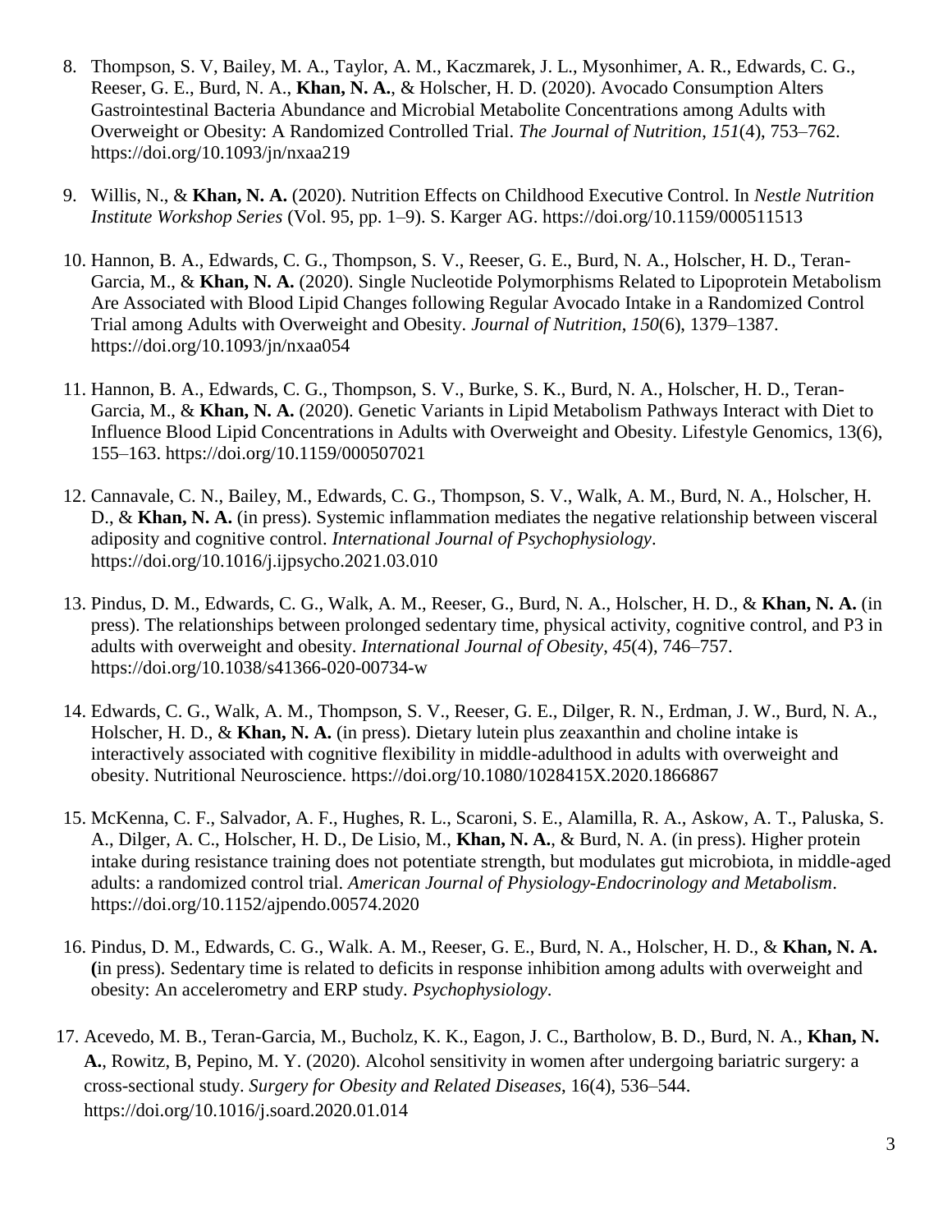8. Thompson, S. V, Bailey, M. A., Taylor, A. M., Kaczmarek, J. L., Mysonhimer, A. R., Edwards, C. G., Reeser, G. E., Burd, N. A., **Khan, N. A.**, & Holscher, H. D. (2020). Avocado Consumption Alters Gastrointestinal Bacteria Abundance and Microbial Metabolite Concentrations among Adults with Overweight or Obesity: A Randomized Controlled Trial. *The Journal of Nutrition*, *151*(4), 753–762. https://doi.org/10.1093/jn/nxaa219

9. Willis, N., & **Khan, N. A.** (2020). Nutrition Effects on Childhood Executive Control. In *Nestle Nutrition Institute Workshop Series* (Vol. 95, pp. 1–9). S. Karger AG. https://doi.org/10.1159/000511513

10. Hannon, B. A., Edwards, C. G., Thompson, S. V., Reeser, G. E., Burd, N. A., Holscher, H. D., Teran-Garcia, M., & **Khan, N. A.** (2020). Single Nucleotide Polymorphisms Related to Lipoprotein Metabolism Are Associated with Blood Lipid Changes following Regular Avocado Intake in a Randomized Control Trial among Adults with Overweight and Obesity. *Journal of Nutrition*, *150*(6), 1379–1387. https://doi.org/10.1093/jn/nxaa054

11. Hannon, B. A., Edwards, C. G., Thompson, S. V., Burke, S. K., Burd, N. A., Holscher, H. D., Teran-Garcia, M., & **Khan, N. A.** (2020). Genetic Variants in Lipid Metabolism Pathways Interact with Diet to Influence Blood Lipid Concentrations in Adults with Overweight and Obesity. Lifestyle Genomics, 13(6), 155–163. https://doi.org/10.1159/000507021

12. Cannavale, C. N., Bailey, M., Edwards, C. G., Thompson, S. V., Walk, A. M., Burd, N. A., Holscher, H. D., & **Khan, N. A.** (in press). Systemic inflammation mediates the negative relationship between visceral adiposity and cognitive control. *International Journal of Psychophysiology*. https://doi.org/10.1016/j.ijpsycho.2021.03.010

13. Pindus, D. M., Edwards, C. G., Walk, A. M., Reeser, G., Burd, N. A., Holscher, H. D., & **Khan, N. A.** (in press). The relationships between prolonged sedentary time, physical activity, cognitive control, and P3 in adults with overweight and obesity. *International Journal of Obesity*, *45*(4), 746–757. https://doi.org/10.1038/s41366-020-00734-w

14. Edwards, C. G., Walk, A. M., Thompson, S. V., Reeser, G. E., Dilger, R. N., Erdman, J. W., Burd, N. A., Holscher, H. D., & **Khan, N. A.** (in press). Dietary lutein plus zeaxanthin and choline intake is interactively associated with cognitive flexibility in middle-adulthood in adults with overweight and obesity. Nutritional Neuroscience. https://doi.org/10.1080/1028415X.2020.1866867

15. McKenna, C. F., Salvador, A. F., Hughes, R. L., Scaroni, S. E., Alamilla, R. A., Askow, A. T., Paluska, S. A., Dilger, A. C., Holscher, H. D., De Lisio, M., **Khan, N. A.**, & Burd, N. A. (in press). Higher protein intake during resistance training does not potentiate strength, but modulates gut microbiota, in middle-aged adults: a randomized control trial. *American Journal of Physiology-Endocrinology and Metabolism*. https://doi.org/10.1152/ajpendo.00574.2020

16. Pindus, D. M., Edwards, C. G., Walk. A. M., Reeser, G. E., Burd, N. A., Holscher, H. D., & **Khan, N. A.** **(**in press). Sedentary time is related to deficits in response inhibition among adults with overweight and obesity: An accelerometry and ERP study. *Psychophysiology*.

17. Acevedo, M. B., Teran-Garcia, M., Bucholz, K. K., Eagon, J. C., Bartholow, B. D., Burd, N. A., **Khan, N. A.**, Rowitz, B, Pepino, M. Y. (2020). Alcohol sensitivity in women after undergoing bariatric surgery: a cross-sectional study. *Surgery for Obesity and Related Diseases*, 16(4), 536–544. https://doi.org/10.1016/j.soard.2020.01.014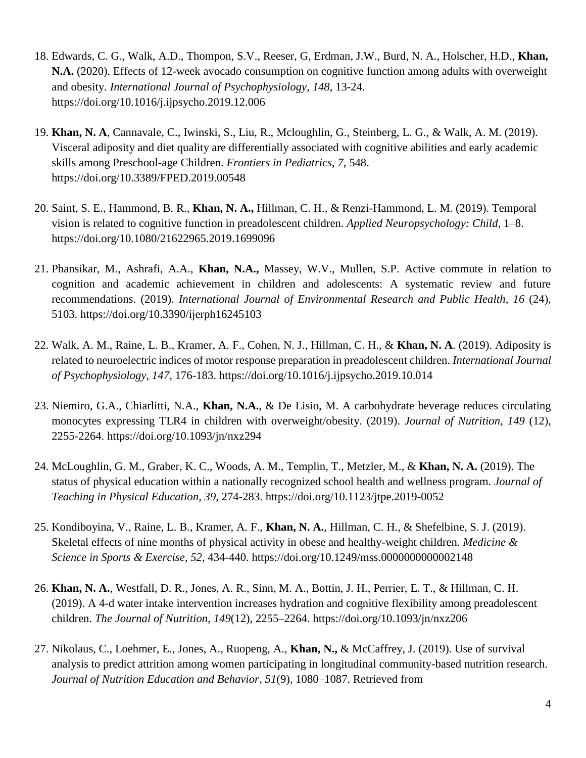18. Edwards, C. G., Walk, A.D., Thompon, S.V., Reeser, G, Erdman, J.W., Burd, N. A., Holscher, H.D., **Khan, N.A.** (2020). Effects of 12-week avocado consumption on cognitive function among adults with overweight and obesity. *International Journal of Psychophysiology*, *148*, 13-24. https://doi.org/10.1016/j.ijpsycho.2019.12.006

19. **Khan, N. A**, Cannavale, C., Iwinski, S., Liu, R., Mcloughlin, G., Steinberg, L. G., & Walk, A. M. (2019). Visceral adiposity and diet quality are differentially associated with cognitive abilities and early academic skills among Preschool-age Children. *Frontiers in Pediatrics*, *7*, 548. https://doi.org/10.3389/FPED.2019.00548

20. Saint, S. E., Hammond, B. R., **Khan, N. A.,** Hillman, C. H., & Renzi-Hammond, L. M. (2019). Temporal vision is related to cognitive function in preadolescent children. *Applied Neuropsychology: Child*, 1–8. https://doi.org/10.1080/21622965.2019.1699096

21. Phansikar, M., Ashrafi, A.A., **Khan, N.A.,** Massey, W.V., Mullen, S.P. Active commute in relation to cognition and academic achievement in children and adolescents: A systematic review and future recommendations. (2019). *International Journal of Environmental Research and Public Health*, *16* (24), 5103. https://doi.org/10.3390/ijerph16245103

22. Walk, A. M., Raine, L. B., Kramer, A. F., Cohen, N. J., Hillman, C. H., & **Khan, N. A**. (2019). Adiposity is related to neuroelectric indices of motor response preparation in preadolescent children. *International Journal of Psychophysiology*, *147*, 176-183. https://doi.org/10.1016/j.ijpsycho.2019.10.014

23. Niemiro, G.A., Chiarlitti, N.A., **Khan, N.A.**, & De Lisio, M. A carbohydrate beverage reduces circulating monocytes expressing TLR4 in children with overweight/obesity. (2019). *Journal of Nutrition*, *149* (12), 2255-2264. https://doi.org/10.1093/jn/nxz294

24. McLoughlin, G. M., Graber, K. C., Woods, A. M., Templin, T., Metzler, M., & **Khan, N. A.** (2019). The status of physical education within a nationally recognized school health and wellness program. *Journal of Teaching in Physical Education*, *39*, 274-283. https://doi.org/10.1123/jtpe.2019-0052

25. Kondiboyina, V., Raine, L. B., Kramer, A. F., **Khan, N. A.**, Hillman, C. H., & Shefelbine, S. J. (2019). Skeletal effects of nine months of physical activity in obese and healthy-weight children. *Medicine & Science in Sports & Exercise*, *52*, 434-440. https://doi.org/10.1249/mss.0000000000002148

26. **Khan, N. A.**, Westfall, D. R., Jones, A. R., Sinn, M. A., Bottin, J. H., Perrier, E. T., & Hillman, C. H. (2019). A 4-d water intake intervention increases hydration and cognitive flexibility among preadolescent children. *The Journal of Nutrition*, *149*(12), 2255–2264. https://doi.org/10.1093/jn/nxz206

27. Nikolaus, C., Loehmer, E., Jones, A., Ruopeng, A., **Khan, N.,** & McCaffrey, J. (2019). Use of survival analysis to predict attrition among women participating in longitudinal community-based nutrition research. *Journal of Nutrition Education and Behavior*, *51*(9), 1080–1087. Retrieved from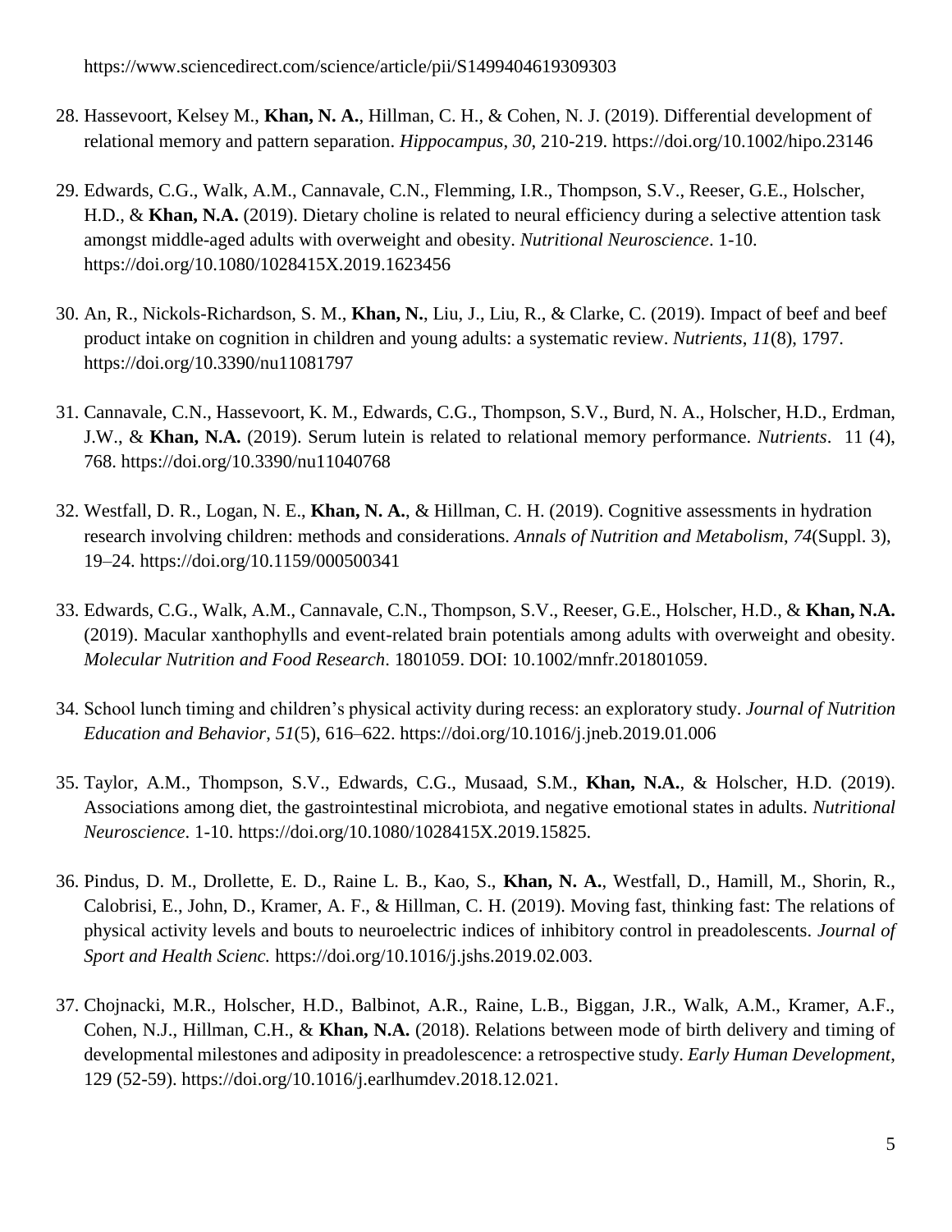https://www.sciencedirect.com/science/article/pii/S1499404619309303

28. Hassevoort, Kelsey M., **Khan, N. A.**, Hillman, C. H., & Cohen, N. J. (2019). Differential development of relational memory and pattern separation. *Hippocampus*, *30*, 210-219. https://doi.org/10.1002/hipo.23146

29. Edwards, C.G., Walk, A.M., Cannavale, C.N., Flemming, I.R., Thompson, S.V., Reeser, G.E., Holscher, H.D., & **Khan, N.A.** (2019). Dietary choline is related to neural efficiency during a selective attention task amongst middle-aged adults with overweight and obesity. *Nutritional Neuroscience*. 1-10. https://doi.org/10.1080/1028415X.2019.1623456

30. An, R., Nickols-Richardson, S. M., **Khan, N.**, Liu, J., Liu, R., & Clarke, C. (2019). Impact of beef and beef product intake on cognition in children and young adults: a systematic review. *Nutrients*, *11*(8), 1797. https://doi.org/10.3390/nu11081797

31. Cannavale, C.N., Hassevoort, K. M., Edwards, C.G., Thompson, S.V., Burd, N. A., Holscher, H.D., Erdman, J.W., & **Khan, N.A.** (2019). Serum lutein is related to relational memory performance. *Nutrients*. 11 (4), 768. https://doi.org/10.3390/nu11040768

32. Westfall, D. R., Logan, N. E., **Khan, N. A.**, & Hillman, C. H. (2019). Cognitive assessments in hydration research involving children: methods and considerations. *Annals of Nutrition and Metabolism*, *74*(Suppl. 3), 19–24. https://doi.org/10.1159/000500341

33. Edwards, C.G., Walk, A.M., Cannavale, C.N., Thompson, S.V., Reeser, G.E., Holscher, H.D., & **Khan, N.A.** (2019). Macular xanthophylls and event-related brain potentials among adults with overweight and obesity. *Molecular Nutrition and Food Research*. 1801059. DOI: 10.1002/mnfr.201801059.

34. School lunch timing and children's physical activity during recess: an exploratory study. *Journal of Nutrition Education and Behavior*, *51*(5), 616–622. https://doi.org/10.1016/j.jneb.2019.01.006

35. Taylor, A.M., Thompson, S.V., Edwards, C.G., Musaad, S.M., **Khan, N.A.**, & Holscher, H.D. (2019). Associations among diet, the gastrointestinal microbiota, and negative emotional states in adults. *Nutritional Neuroscience*. 1-10. https://doi.org/10.1080/1028415X.2019.15825.

36. Pindus, D. M., Drollette, E. D., Raine L. B., Kao, S., **Khan, N. A.**, Westfall, D., Hamill, M., Shorin, R., Calobrisi, E., John, D., Kramer, A. F., & Hillman, C. H. (2019). Moving fast, thinking fast: The relations of physical activity levels and bouts to neuroelectric indices of inhibitory control in preadolescents. *Journal of Sport and Health Scienc.* https://doi.org/10.1016/j.jshs.2019.02.003.

37. Chojnacki, M.R., Holscher, H.D., Balbinot, A.R., Raine, L.B., Biggan, J.R., Walk, A.M., Kramer, A.F., Cohen, N.J., Hillman, C.H., & **Khan, N.A.** (2018). Relations between mode of birth delivery and timing of developmental milestones and adiposity in preadolescence: a retrospective study. *Early Human Development*, 129 (52-59). https://doi.org/10.1016/j.earlhumdev.2018.12.021.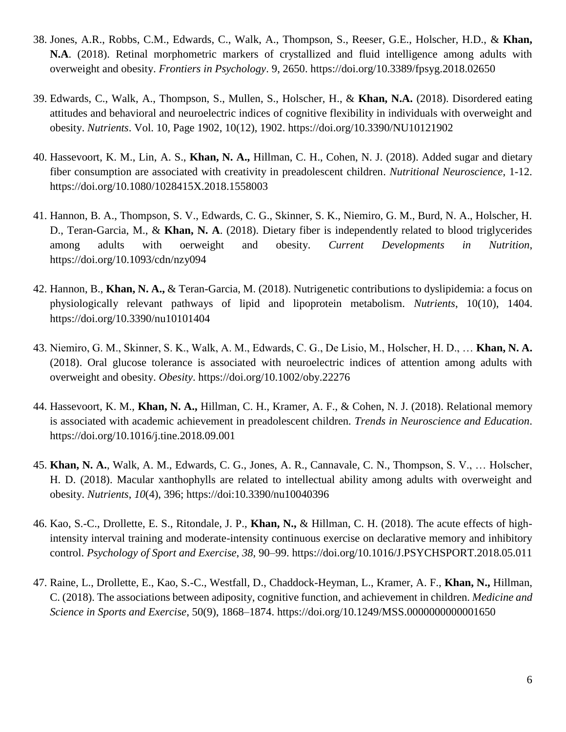38. Jones, A.R., Robbs, C.M., Edwards, C., Walk, A., Thompson, S., Reeser, G.E., Holscher, H.D., & **Khan, N.A**. (2018). Retinal morphometric markers of crystallized and fluid intelligence among adults with overweight and obesity. *Frontiers in Psychology*. 9, 2650. https://doi.org/10.3389/fpsyg.2018.02650

39. Edwards, C., Walk, A., Thompson, S., Mullen, S., Holscher, H., & **Khan, N.A.** (2018). Disordered eating attitudes and behavioral and neuroelectric indices of cognitive flexibility in individuals with overweight and obesity. *Nutrients*. Vol. 10, Page 1902, 10(12), 1902. https://doi.org/10.3390/NU10121902

40. Hassevoort, K. M., Lin, A. S., **Khan, N. A.,** Hillman, C. H., Cohen, N. J. (2018). Added sugar and dietary fiber consumption are associated with creativity in preadolescent children. *Nutritional Neuroscience*, 1-12. https://doi.org/10.1080/1028415X.2018.1558003

41. Hannon, B. A., Thompson, S. V., Edwards, C. G., Skinner, S. K., Niemiro, G. M., Burd, N. A., Holscher, H. D., Teran-Garcia, M., & **Khan, N. A**. (2018). Dietary fiber is independently related to blood triglycerides among adults with oerweight and obesity. *Current Developments in Nutrition*, https://doi.org/10.1093/cdn/nzy094

42. Hannon, B., **Khan, N. A.,** & Teran-Garcia, M. (2018). Nutrigenetic contributions to dyslipidemia: a focus on physiologically relevant pathways of lipid and lipoprotein metabolism. *Nutrients*, 10(10), 1404. https://doi.org/10.3390/nu10101404

43. Niemiro, G. M., Skinner, S. K., Walk, A. M., Edwards, C. G., De Lisio, M., Holscher, H. D., … **Khan, N. A.** (2018). Oral glucose tolerance is associated with neuroelectric indices of attention among adults with overweight and obesity. *Obesity*. https://doi.org/10.1002/oby.22276

44. Hassevoort, K. M., **Khan, N. A.,** Hillman, C. H., Kramer, A. F., & Cohen, N. J. (2018). Relational memory is associated with academic achievement in preadolescent children. *Trends in Neuroscience and Education*. https://doi.org/10.1016/j.tine.2018.09.001

45. **Khan, N. A.**, Walk, A. M., Edwards, C. G., Jones, A. R., Cannavale, C. N., Thompson, S. V., … Holscher, H. D. (2018). Macular xanthophylls are related to intellectual ability among adults with overweight and obesity. *Nutrients*, *10*(4), 396; https://doi:10.3390/nu10040396

46. Kao, S.-C., Drollette, E. S., Ritondale, J. P., **Khan, N.,** & Hillman, C. H. (2018). The acute effects of high-intensity interval training and moderate-intensity continuous exercise on declarative memory and inhibitory control. *Psychology of Sport and Exercise*, *38*, 90–99. https://doi.org/10.1016/J.PSYCHSPORT.2018.05.011

47. Raine, L., Drollette, E., Kao, S.-C., Westfall, D., Chaddock-Heyman, L., Kramer, A. F., **Khan, N.,** Hillman, C. (2018). The associations between adiposity, cognitive function, and achievement in children. *Medicine and Science in Sports and Exercise*, 50(9), 1868–1874. https://doi.org/10.1249/MSS.0000000000001650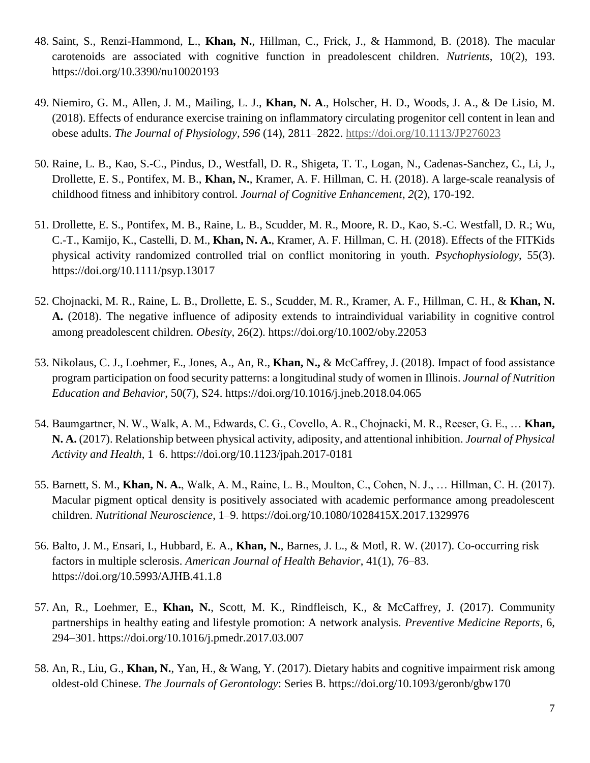48. Saint, S., Renzi-Hammond, L., **Khan, N.**, Hillman, C., Frick, J., & Hammond, B. (2018). The macular carotenoids are associated with cognitive function in preadolescent children. *Nutrients*, 10(2), 193. https://doi.org/10.3390/nu10020193

49. Niemiro, G. M., Allen, J. M., Mailing, L. J., **Khan, N. A**., Holscher, H. D., Woods, J. A., & De Lisio, M. (2018). Effects of endurance exercise training on inflammatory circulating progenitor cell content in lean and obese adults. *The Journal of Physiology*, *596* (14), 2811–2822. https://doi.org/10.1113/JP276023

50. Raine, L. B., Kao, S.-C., Pindus, D., Westfall, D. R., Shigeta, T. T., Logan, N., Cadenas-Sanchez, C., Li, J., Drollette, E. S., Pontifex, M. B., **Khan, N.**, Kramer, A. F. Hillman, C. H. (2018). A large-scale reanalysis of childhood fitness and inhibitory control. *Journal of Cognitive Enhancement*, *2*(2), 170-192.

51. Drollette, E. S., Pontifex, M. B., Raine, L. B., Scudder, M. R., Moore, R. D., Kao, S.-C. Westfall, D. R.; Wu, C.-T., Kamijo, K., Castelli, D. M., **Khan, N. A.**, Kramer, A. F. Hillman, C. H. (2018). Effects of the FITKids physical activity randomized controlled trial on conflict monitoring in youth. *Psychophysiology*, 55(3). https://doi.org/10.1111/psyp.13017

52. Chojnacki, M. R., Raine, L. B., Drollette, E. S., Scudder, M. R., Kramer, A. F., Hillman, C. H., & **Khan, N. A.** (2018). The negative influence of adiposity extends to intraindividual variability in cognitive control among preadolescent children. *Obesity*, 26(2). https://doi.org/10.1002/oby.22053

53. Nikolaus, C. J., Loehmer, E., Jones, A., An, R., **Khan, N.,** & McCaffrey, J. (2018). Impact of food assistance program participation on food security patterns: a longitudinal study of women in Illinois. *Journal of Nutrition Education and Behavior*, 50(7), S24. https://doi.org/10.1016/j.jneb.2018.04.065

54. Baumgartner, N. W., Walk, A. M., Edwards, C. G., Covello, A. R., Chojnacki, M. R., Reeser, G. E., … **Khan, N. A.** (2017). Relationship between physical activity, adiposity, and attentional inhibition. *Journal of Physical Activity and Health*, 1–6. https://doi.org/10.1123/jpah.2017-0181

55. Barnett, S. M., **Khan, N. A.**, Walk, A. M., Raine, L. B., Moulton, C., Cohen, N. J., … Hillman, C. H. (2017). Macular pigment optical density is positively associated with academic performance among preadolescent children. *Nutritional Neuroscience*, 1–9. https://doi.org/10.1080/1028415X.2017.1329976

56. Balto, J. M., Ensari, I., Hubbard, E. A., **Khan, N.**, Barnes, J. L., & Motl, R. W. (2017). Co-occurring risk factors in multiple sclerosis. *American Journal of Health Behavior*, 41(1), 76–83. https://doi.org/10.5993/AJHB.41.1.8

57. An, R., Loehmer, E., **Khan, N.**, Scott, M. K., Rindfleisch, K., & McCaffrey, J. (2017). Community partnerships in healthy eating and lifestyle promotion: A network analysis. *Preventive Medicine Reports*, 6, 294–301. https://doi.org/10.1016/j.pmedr.2017.03.007

58. An, R., Liu, G., **Khan, N.**, Yan, H., & Wang, Y. (2017). Dietary habits and cognitive impairment risk among oldest-old Chinese. *The Journals of Gerontology*: Series B. https://doi.org/10.1093/geronb/gbw170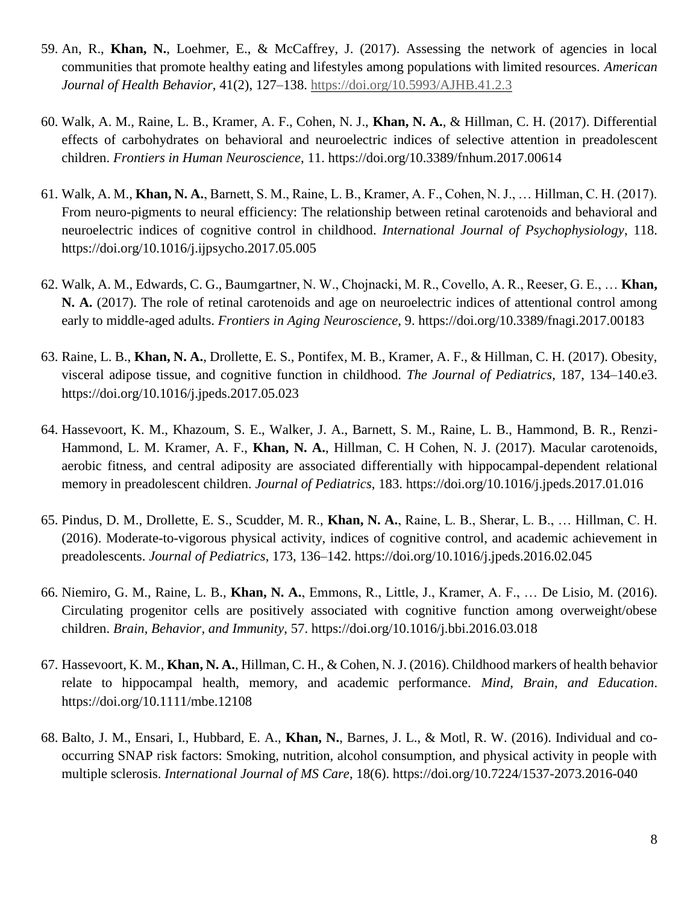59. An, R., **Khan, N.**, Loehmer, E., & McCaffrey, J. (2017). Assessing the network of agencies in local communities that promote healthy eating and lifestyles among populations with limited resources. *American Journal of Health Behavior*, 41(2), 127–138. https://doi.org/10.5993/AJHB.41.2.3

60. Walk, A. M., Raine, L. B., Kramer, A. F., Cohen, N. J., **Khan, N. A.**, & Hillman, C. H. (2017). Differential effects of carbohydrates on behavioral and neuroelectric indices of selective attention in preadolescent children. *Frontiers in Human Neuroscience*, 11. https://doi.org/10.3389/fnhum.2017.00614

61. Walk, A. M., **Khan, N. A.**, Barnett, S. M., Raine, L. B., Kramer, A. F., Cohen, N. J., … Hillman, C. H. (2017). From neuro-pigments to neural efficiency: The relationship between retinal carotenoids and behavioral and neuroelectric indices of cognitive control in childhood. *International Journal of Psychophysiology*, 118. https://doi.org/10.1016/j.ijpsycho.2017.05.005

62. Walk, A. M., Edwards, C. G., Baumgartner, N. W., Chojnacki, M. R., Covello, A. R., Reeser, G. E., … **Khan, N. A.** (2017). The role of retinal carotenoids and age on neuroelectric indices of attentional control among early to middle-aged adults. *Frontiers in Aging Neuroscience*, 9. https://doi.org/10.3389/fnagi.2017.00183

63. Raine, L. B., **Khan, N. A.**, Drollette, E. S., Pontifex, M. B., Kramer, A. F., & Hillman, C. H. (2017). Obesity, visceral adipose tissue, and cognitive function in childhood. *The Journal of Pediatrics*, 187, 134–140.e3. https://doi.org/10.1016/j.jpeds.2017.05.023

64. Hassevoort, K. M., Khazoum, S. E., Walker, J. A., Barnett, S. M., Raine, L. B., Hammond, B. R., Renzi-Hammond, L. M. Kramer, A. F., **Khan, N. A.**, Hillman, C. H Cohen, N. J. (2017). Macular carotenoids, aerobic fitness, and central adiposity are associated differentially with hippocampal-dependent relational memory in preadolescent children. *Journal of Pediatrics*, 183. https://doi.org/10.1016/j.jpeds.2017.01.016

65. Pindus, D. M., Drollette, E. S., Scudder, M. R., **Khan, N. A.**, Raine, L. B., Sherar, L. B., … Hillman, C. H. (2016). Moderate-to-vigorous physical activity, indices of cognitive control, and academic achievement in preadolescents. *Journal of Pediatrics*, 173, 136–142. https://doi.org/10.1016/j.jpeds.2016.02.045

66. Niemiro, G. M., Raine, L. B., **Khan, N. A.**, Emmons, R., Little, J., Kramer, A. F., … De Lisio, M. (2016). Circulating progenitor cells are positively associated with cognitive function among overweight/obese children. *Brain, Behavior, and Immunity*, 57. https://doi.org/10.1016/j.bbi.2016.03.018

67. Hassevoort, K. M., **Khan, N. A.**, Hillman, C. H., & Cohen, N. J. (2016). Childhood markers of health behavior relate to hippocampal health, memory, and academic performance. *Mind, Brain, and Education*. https://doi.org/10.1111/mbe.12108

68. Balto, J. M., Ensari, I., Hubbard, E. A., **Khan, N.**, Barnes, J. L., & Motl, R. W. (2016). Individual and co-occurring SNAP risk factors: Smoking, nutrition, alcohol consumption, and physical activity in people with multiple sclerosis. *International Journal of MS Care*, 18(6). https://doi.org/10.7224/1537-2073.2016-040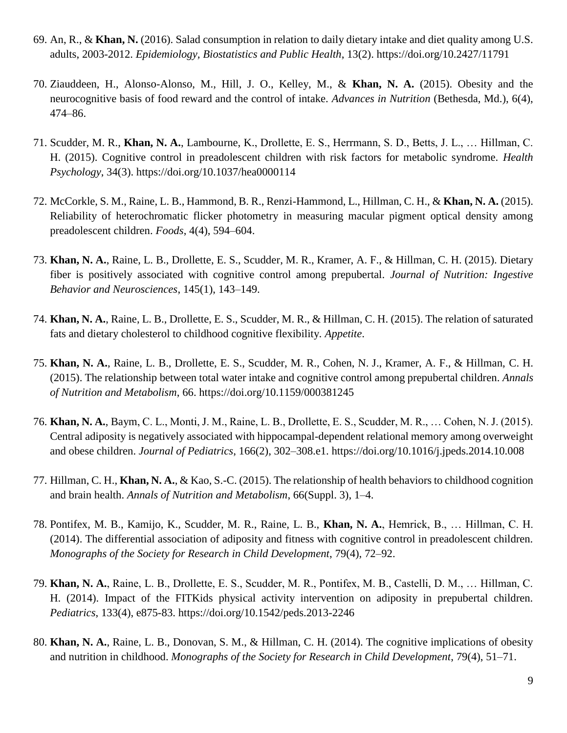69. An, R., & **Khan, N.** (2016). Salad consumption in relation to daily dietary intake and diet quality among U.S. adults, 2003-2012. *Epidemiology, Biostatistics and Public Health*, 13(2). https://doi.org/10.2427/11791

70. Ziauddeen, H., Alonso-Alonso, M., Hill, J. O., Kelley, M., & **Khan, N. A.** (2015). Obesity and the neurocognitive basis of food reward and the control of intake. *Advances in Nutrition* (Bethesda, Md.), 6(4), 474–86.

71. Scudder, M. R., **Khan, N. A.**, Lambourne, K., Drollette, E. S., Herrmann, S. D., Betts, J. L., … Hillman, C. H. (2015). Cognitive control in preadolescent children with risk factors for metabolic syndrome. *Health Psychology*, 34(3). https://doi.org/10.1037/hea0000114

72. McCorkle, S. M., Raine, L. B., Hammond, B. R., Renzi-Hammond, L., Hillman, C. H., & **Khan, N. A.** (2015). Reliability of heterochromatic flicker photometry in measuring macular pigment optical density among preadolescent children. *Foods*, 4(4), 594–604.

73. **Khan, N. A.**, Raine, L. B., Drollette, E. S., Scudder, M. R., Kramer, A. F., & Hillman, C. H. (2015). Dietary fiber is positively associated with cognitive control among prepubertal. *Journal of Nutrition: Ingestive Behavior and Neurosciences*, 145(1), 143–149.

74. **Khan, N. A.**, Raine, L. B., Drollette, E. S., Scudder, M. R., & Hillman, C. H. (2015). The relation of saturated fats and dietary cholesterol to childhood cognitive flexibility. *Appetite*.

75. **Khan, N. A.**, Raine, L. B., Drollette, E. S., Scudder, M. R., Cohen, N. J., Kramer, A. F., & Hillman, C. H. (2015). The relationship between total water intake and cognitive control among prepubertal children. *Annals of Nutrition and Metabolism*, 66. https://doi.org/10.1159/000381245

76. **Khan, N. A.**, Baym, C. L., Monti, J. M., Raine, L. B., Drollette, E. S., Scudder, M. R., … Cohen, N. J. (2015). Central adiposity is negatively associated with hippocampal-dependent relational memory among overweight and obese children. *Journal of Pediatrics*, 166(2), 302–308.e1. https://doi.org/10.1016/j.jpeds.2014.10.008

77. Hillman, C. H., **Khan, N. A.**, & Kao, S.-C. (2015). The relationship of health behaviors to childhood cognition and brain health. *Annals of Nutrition and Metabolism*, 66(Suppl. 3), 1–4.

78. Pontifex, M. B., Kamijo, K., Scudder, M. R., Raine, L. B., **Khan, N. A.**, Hemrick, B., … Hillman, C. H. (2014). The differential association of adiposity and fitness with cognitive control in preadolescent children. *Monographs of the Society for Research in Child Development*, 79(4), 72–92.

79. **Khan, N. A.**, Raine, L. B., Drollette, E. S., Scudder, M. R., Pontifex, M. B., Castelli, D. M., … Hillman, C. H. (2014). Impact of the FITKids physical activity intervention on adiposity in prepubertal children. *Pediatrics*, 133(4), e875-83. https://doi.org/10.1542/peds.2013-2246

80. **Khan, N. A.**, Raine, L. B., Donovan, S. M., & Hillman, C. H. (2014). The cognitive implications of obesity and nutrition in childhood. *Monographs of the Society for Research in Child Development*, 79(4), 51–71.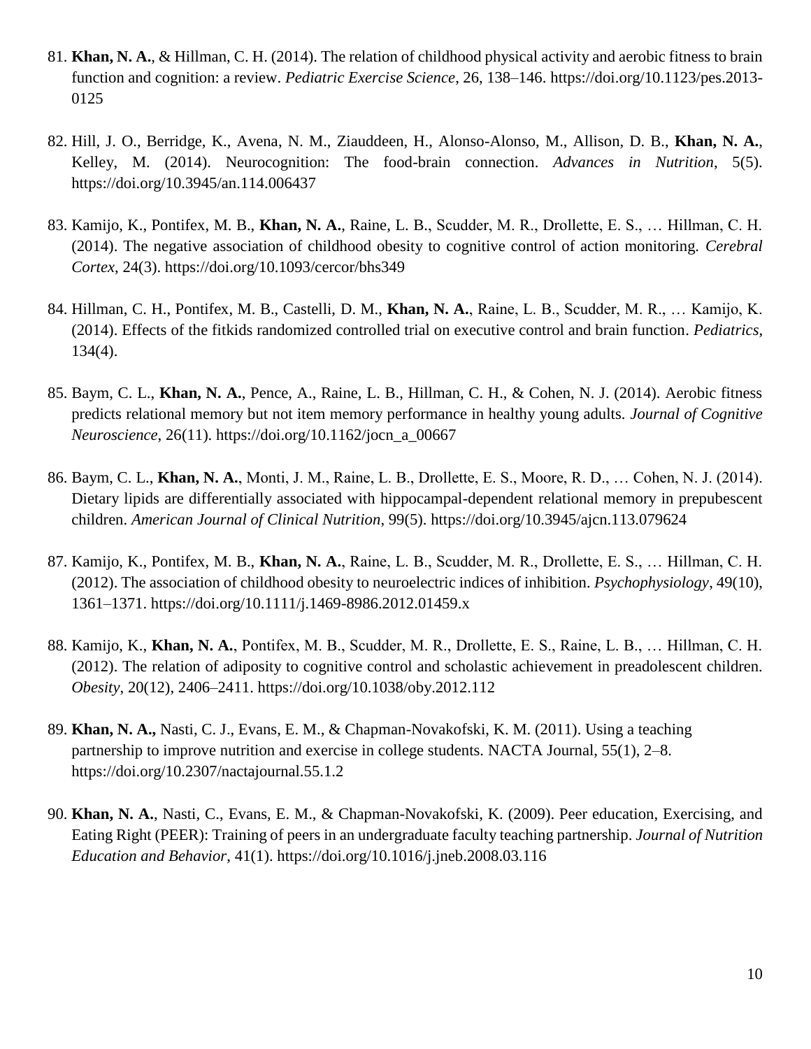81. **Khan, N. A.**, & Hillman, C. H. (2014). The relation of childhood physical activity and aerobic fitness to brain function and cognition: a review. *Pediatric Exercise Science*, 26, 138–146. https://doi.org/10.1123/pes.2013-0125

82. Hill, J. O., Berridge, K., Avena, N. M., Ziauddeen, H., Alonso-Alonso, M., Allison, D. B., **Khan, N. A.**, Kelley, M. (2014). Neurocognition: The food-brain connection. *Advances in Nutrition*, 5(5). https://doi.org/10.3945/an.114.006437

83. Kamijo, K., Pontifex, M. B., **Khan, N. A.**, Raine, L. B., Scudder, M. R., Drollette, E. S., … Hillman, C. H. (2014). The negative association of childhood obesity to cognitive control of action monitoring. *Cerebral Cortex*, 24(3). https://doi.org/10.1093/cercor/bhs349

84. Hillman, C. H., Pontifex, M. B., Castelli, D. M., **Khan, N. A.**, Raine, L. B., Scudder, M. R., … Kamijo, K. (2014). Effects of the fitkids randomized controlled trial on executive control and brain function. *Pediatrics*, 134(4).

85. Baym, C. L., **Khan, N. A.**, Pence, A., Raine, L. B., Hillman, C. H., & Cohen, N. J. (2014). Aerobic fitness predicts relational memory but not item memory performance in healthy young adults. *Journal of Cognitive Neuroscience*, 26(11). https://doi.org/10.1162/jocn_a_00667

86. Baym, C. L., **Khan, N. A.**, Monti, J. M., Raine, L. B., Drollette, E. S., Moore, R. D., … Cohen, N. J. (2014). Dietary lipids are differentially associated with hippocampal-dependent relational memory in prepubescent children. *American Journal of Clinical Nutrition*, 99(5). https://doi.org/10.3945/ajcn.113.079624

87. Kamijo, K., Pontifex, M. B., **Khan, N. A.**, Raine, L. B., Scudder, M. R., Drollette, E. S., … Hillman, C. H. (2012). The association of childhood obesity to neuroelectric indices of inhibition. *Psychophysiology*, 49(10), 1361–1371. https://doi.org/10.1111/j.1469-8986.2012.01459.x

88. Kamijo, K., **Khan, N. A.**, Pontifex, M. B., Scudder, M. R., Drollette, E. S., Raine, L. B., … Hillman, C. H. (2012). The relation of adiposity to cognitive control and scholastic achievement in preadolescent children. *Obesity*, 20(12), 2406–2411. https://doi.org/10.1038/oby.2012.112

89. **Khan, N. A.,** Nasti, C. J., Evans, E. M., & Chapman-Novakofski, K. M. (2011). Using a teaching partnership to improve nutrition and exercise in college students. NACTA Journal, 55(1), 2–8. https://doi.org/10.2307/nactajournal.55.1.2

90. **Khan, N. A.**, Nasti, C., Evans, E. M., & Chapman-Novakofski, K. (2009). Peer education, Exercising, and Eating Right (PEER): Training of peers in an undergraduate faculty teaching partnership. *Journal of Nutrition Education and Behavior*, 41(1). https://doi.org/10.1016/j.jneb.2008.03.116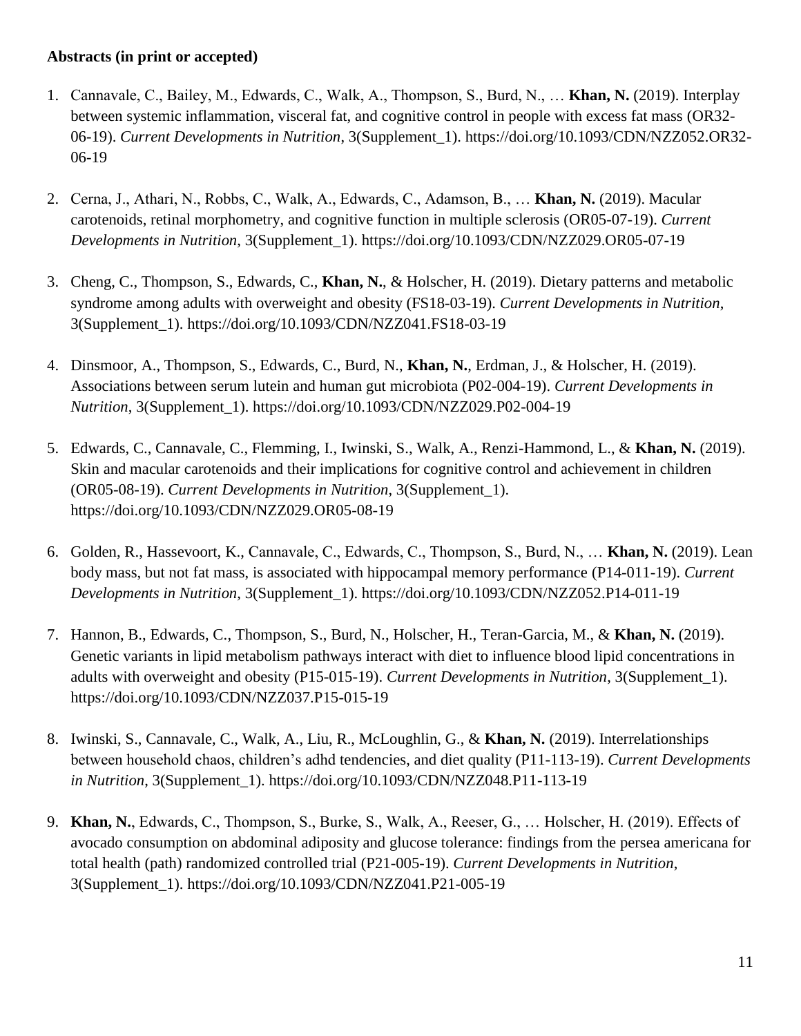**Abstracts (in print or accepted)**

1. Cannavale, C., Bailey, M., Edwards, C., Walk, A., Thompson, S., Burd, N., … **Khan, N.** (2019). Interplay between systemic inflammation, visceral fat, and cognitive control in people with excess fat mass (OR32-06-19). *Current Developments in Nutrition*, 3(Supplement_1). https://doi.org/10.1093/CDN/NZZ052.OR32-06-19

2. Cerna, J., Athari, N., Robbs, C., Walk, A., Edwards, C., Adamson, B., … **Khan, N.** (2019). Macular carotenoids, retinal morphometry, and cognitive function in multiple sclerosis (OR05-07-19). *Current Developments in Nutrition*, 3(Supplement_1). https://doi.org/10.1093/CDN/NZZ029.OR05-07-19

3. Cheng, C., Thompson, S., Edwards, C., **Khan, N.**, & Holscher, H. (2019). Dietary patterns and metabolic syndrome among adults with overweight and obesity (FS18-03-19). *Current Developments in Nutrition*, 3(Supplement_1). https://doi.org/10.1093/CDN/NZZ041.FS18-03-19

4. Dinsmoor, A., Thompson, S., Edwards, C., Burd, N., **Khan, N.**, Erdman, J., & Holscher, H. (2019). Associations between serum lutein and human gut microbiota (P02-004-19). *Current Developments in Nutrition*, 3(Supplement_1). https://doi.org/10.1093/CDN/NZZ029.P02-004-19

5. Edwards, C., Cannavale, C., Flemming, I., Iwinski, S., Walk, A., Renzi-Hammond, L., & **Khan, N.** (2019). Skin and macular carotenoids and their implications for cognitive control and achievement in children (OR05-08-19). *Current Developments in Nutrition*, 3(Supplement_1). https://doi.org/10.1093/CDN/NZZ029.OR05-08-19

6. Golden, R., Hassevoort, K., Cannavale, C., Edwards, C., Thompson, S., Burd, N., … **Khan, N.** (2019). Lean body mass, but not fat mass, is associated with hippocampal memory performance (P14-011-19). *Current Developments in Nutrition*, 3(Supplement_1). https://doi.org/10.1093/CDN/NZZ052.P14-011-19

7. Hannon, B., Edwards, C., Thompson, S., Burd, N., Holscher, H., Teran-Garcia, M., & **Khan, N.** (2019). Genetic variants in lipid metabolism pathways interact with diet to influence blood lipid concentrations in adults with overweight and obesity (P15-015-19). *Current Developments in Nutrition*, 3(Supplement_1). https://doi.org/10.1093/CDN/NZZ037.P15-015-19

8. Iwinski, S., Cannavale, C., Walk, A., Liu, R., McLoughlin, G., & **Khan, N.** (2019). Interrelationships between household chaos, children's adhd tendencies, and diet quality (P11-113-19). *Current Developments in Nutrition*, 3(Supplement_1). https://doi.org/10.1093/CDN/NZZ048.P11-113-19

9. **Khan, N.**, Edwards, C., Thompson, S., Burke, S., Walk, A., Reeser, G., … Holscher, H. (2019). Effects of avocado consumption on abdominal adiposity and glucose tolerance: findings from the persea americana for total health (path) randomized controlled trial (P21-005-19). *Current Developments in Nutrition*, 3(Supplement_1). https://doi.org/10.1093/CDN/NZZ041.P21-005-19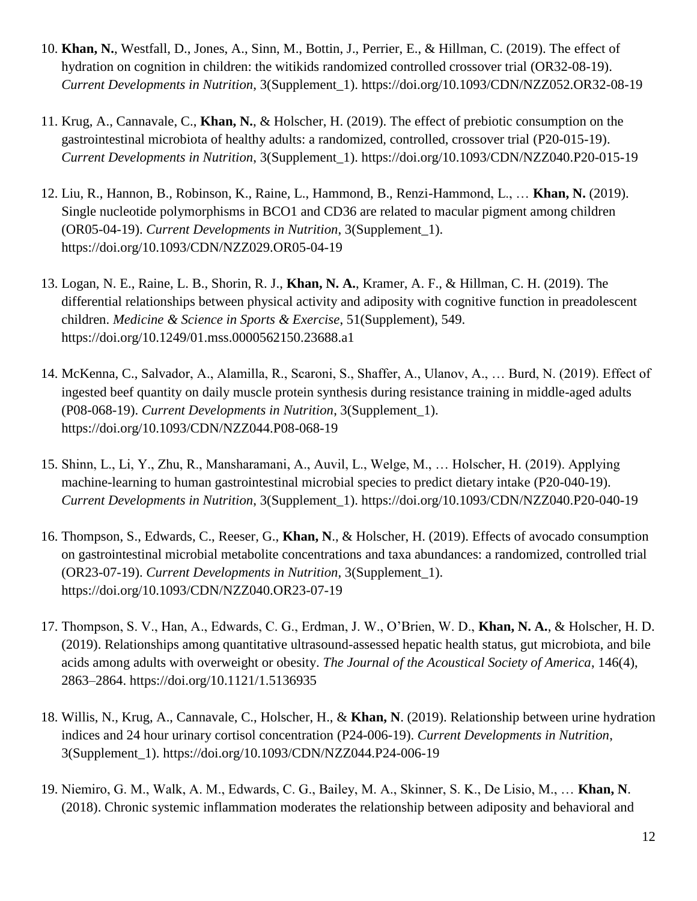10. **Khan, N.**, Westfall, D., Jones, A., Sinn, M., Bottin, J., Perrier, E., & Hillman, C. (2019). The effect of hydration on cognition in children: the witikids randomized controlled crossover trial (OR32-08-19). *Current Developments in Nutrition*, 3(Supplement_1). https://doi.org/10.1093/CDN/NZZ052.OR32-08-19

11. Krug, A., Cannavale, C., **Khan, N.**, & Holscher, H. (2019). The effect of prebiotic consumption on the gastrointestinal microbiota of healthy adults: a randomized, controlled, crossover trial (P20-015-19). *Current Developments in Nutrition*, 3(Supplement_1). https://doi.org/10.1093/CDN/NZZ040.P20-015-19

12. Liu, R., Hannon, B., Robinson, K., Raine, L., Hammond, B., Renzi-Hammond, L., … **Khan, N.** (2019). Single nucleotide polymorphisms in BCO1 and CD36 are related to macular pigment among children (OR05-04-19). *Current Developments in Nutrition*, 3(Supplement_1). https://doi.org/10.1093/CDN/NZZ029.OR05-04-19

13. Logan, N. E., Raine, L. B., Shorin, R. J., **Khan, N. A.**, Kramer, A. F., & Hillman, C. H. (2019). The differential relationships between physical activity and adiposity with cognitive function in preadolescent children. *Medicine & Science in Sports & Exercise*, 51(Supplement), 549. https://doi.org/10.1249/01.mss.0000562150.23688.a1

14. McKenna, C., Salvador, A., Alamilla, R., Scaroni, S., Shaffer, A., Ulanov, A., … Burd, N. (2019). Effect of ingested beef quantity on daily muscle protein synthesis during resistance training in middle-aged adults (P08-068-19). *Current Developments in Nutrition*, 3(Supplement_1). https://doi.org/10.1093/CDN/NZZ044.P08-068-19

15. Shinn, L., Li, Y., Zhu, R., Mansharamani, A., Auvil, L., Welge, M., … Holscher, H. (2019). Applying machine-learning to human gastrointestinal microbial species to predict dietary intake (P20-040-19). *Current Developments in Nutrition*, 3(Supplement_1). https://doi.org/10.1093/CDN/NZZ040.P20-040-19

16. Thompson, S., Edwards, C., Reeser, G., **Khan, N**., & Holscher, H. (2019). Effects of avocado consumption on gastrointestinal microbial metabolite concentrations and taxa abundances: a randomized, controlled trial (OR23-07-19). *Current Developments in Nutrition*, 3(Supplement_1). https://doi.org/10.1093/CDN/NZZ040.OR23-07-19

17. Thompson, S. V., Han, A., Edwards, C. G., Erdman, J. W., O'Brien, W. D., **Khan, N. A.**, & Holscher, H. D. (2019). Relationships among quantitative ultrasound-assessed hepatic health status, gut microbiota, and bile acids among adults with overweight or obesity. *The Journal of the Acoustical Society of America*, 146(4), 2863–2864. https://doi.org/10.1121/1.5136935

18. Willis, N., Krug, A., Cannavale, C., Holscher, H., & **Khan, N**. (2019). Relationship between urine hydration indices and 24 hour urinary cortisol concentration (P24-006-19). *Current Developments in Nutrition*, 3(Supplement_1). https://doi.org/10.1093/CDN/NZZ044.P24-006-19

19. Niemiro, G. M., Walk, A. M., Edwards, C. G., Bailey, M. A., Skinner, S. K., De Lisio, M., … **Khan, N**. (2018). Chronic systemic inflammation moderates the relationship between adiposity and behavioral and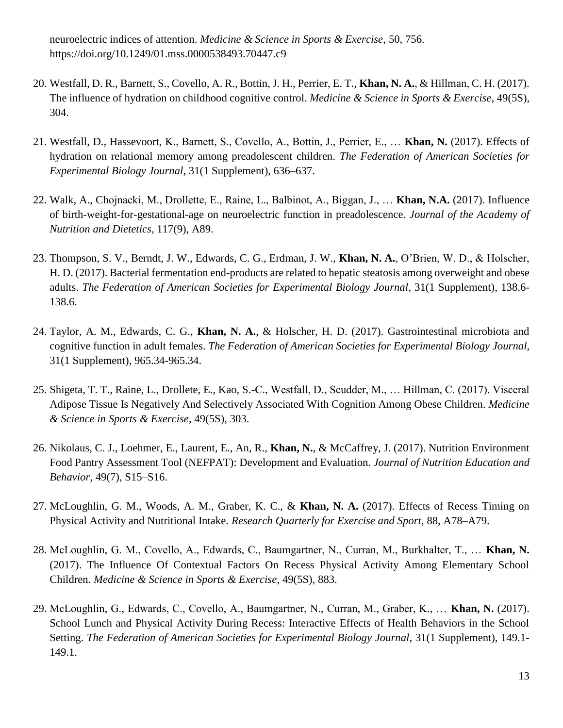neuroelectric indices of attention. *Medicine & Science in Sports & Exercise*, 50, 756. https://doi.org/10.1249/01.mss.0000538493.70447.c9

20. Westfall, D. R., Barnett, S., Covello, A. R., Bottin, J. H., Perrier, E. T., **Khan, N. A.**, & Hillman, C. H. (2017). The influence of hydration on childhood cognitive control. *Medicine & Science in Sports & Exercise*, 49(5S), 304.

21. Westfall, D., Hassevoort, K., Barnett, S., Covello, A., Bottin, J., Perrier, E., … **Khan, N.** (2017). Effects of hydration on relational memory among preadolescent children. *The Federation of American Societies for Experimental Biology Journal*, 31(1 Supplement), 636–637.

22. Walk, A., Chojnacki, M., Drollette, E., Raine, L., Balbinot, A., Biggan, J., … **Khan, N.A.** (2017). Influence of birth-weight-for-gestational-age on neuroelectric function in preadolescence. *Journal of the Academy of Nutrition and Dietetics*, 117(9), A89.

23. Thompson, S. V., Berndt, J. W., Edwards, C. G., Erdman, J. W., **Khan, N. A.**, O'Brien, W. D., & Holscher, H. D. (2017). Bacterial fermentation end-products are related to hepatic steatosis among overweight and obese adults. *The Federation of American Societies for Experimental Biology Journal*, 31(1 Supplement), 138.6-138.6.

24. Taylor, A. M., Edwards, C. G., **Khan, N. A.**, & Holscher, H. D. (2017). Gastrointestinal microbiota and cognitive function in adult females. *The Federation of American Societies for Experimental Biology Journal*, 31(1 Supplement), 965.34-965.34.

25. Shigeta, T. T., Raine, L., Drollete, E., Kao, S.-C., Westfall, D., Scudder, M., … Hillman, C. (2017). Visceral Adipose Tissue Is Negatively And Selectively Associated With Cognition Among Obese Children. *Medicine & Science in Sports & Exercise*, 49(5S), 303.

26. Nikolaus, C. J., Loehmer, E., Laurent, E., An, R., **Khan, N.**, & McCaffrey, J. (2017). Nutrition Environment Food Pantry Assessment Tool (NEFPAT): Development and Evaluation. *Journal of Nutrition Education and Behavior*, 49(7), S15–S16.

27. McLoughlin, G. M., Woods, A. M., Graber, K. C., & **Khan, N. A.** (2017). Effects of Recess Timing on Physical Activity and Nutritional Intake. *Research Quarterly for Exercise and Sport*, 88, A78–A79.

28. McLoughlin, G. M., Covello, A., Edwards, C., Baumgartner, N., Curran, M., Burkhalter, T., … **Khan, N.** (2017). The Influence Of Contextual Factors On Recess Physical Activity Among Elementary School Children. *Medicine & Science in Sports & Exercise*, 49(5S), 883.

29. McLoughlin, G., Edwards, C., Covello, A., Baumgartner, N., Curran, M., Graber, K., … **Khan, N.** (2017). School Lunch and Physical Activity During Recess: Interactive Effects of Health Behaviors in the School Setting. *The Federation of American Societies for Experimental Biology Journal*, 31(1 Supplement), 149.1-149.1.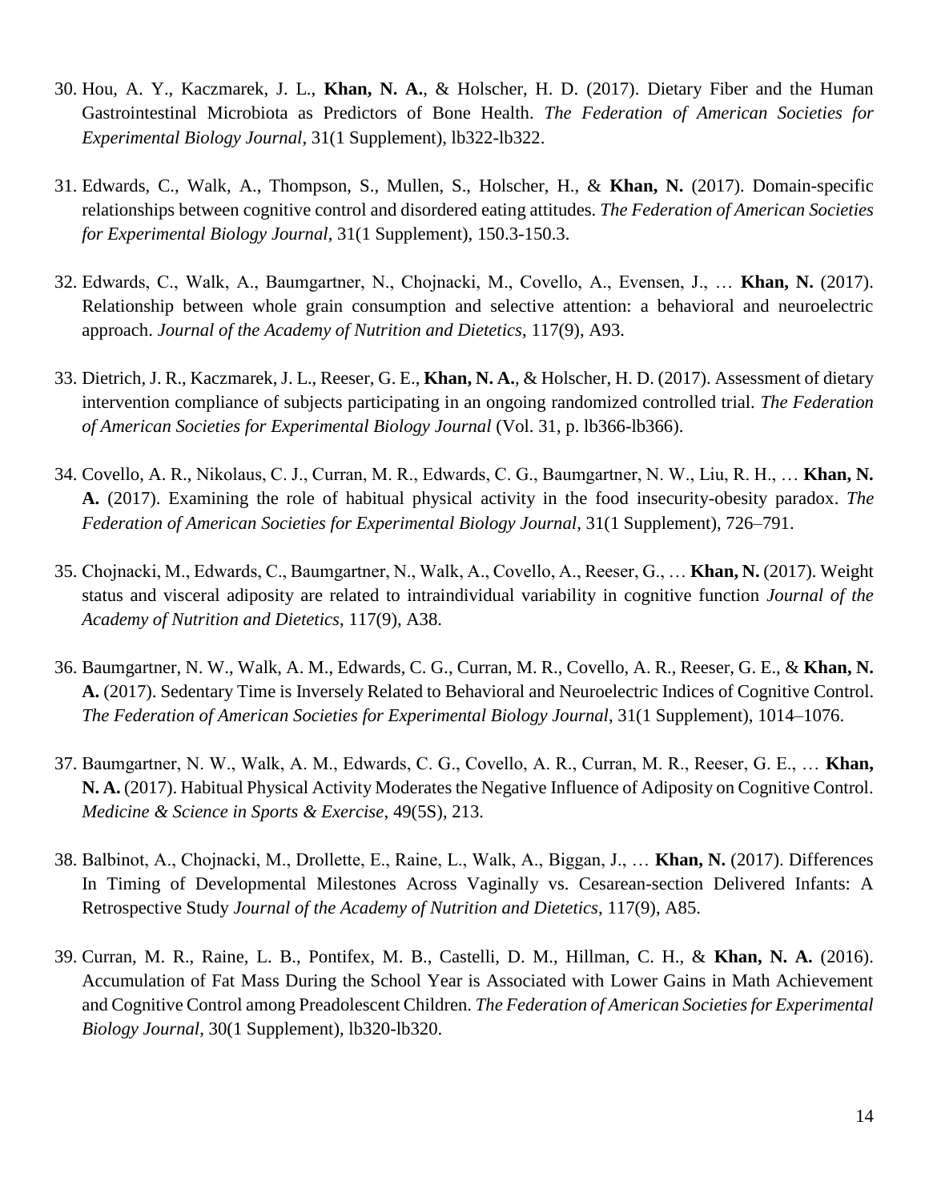30. Hou, A. Y., Kaczmarek, J. L., **Khan, N. A.**, & Holscher, H. D. (2017). Dietary Fiber and the Human Gastrointestinal Microbiota as Predictors of Bone Health. *The Federation of American Societies for Experimental Biology Journal*, 31(1 Supplement), lb322-lb322.

31. Edwards, C., Walk, A., Thompson, S., Mullen, S., Holscher, H., & **Khan, N.** (2017). Domain-specific relationships between cognitive control and disordered eating attitudes. *The Federation of American Societies for Experimental Biology Journal*, 31(1 Supplement), 150.3-150.3.

32. Edwards, C., Walk, A., Baumgartner, N., Chojnacki, M., Covello, A., Evensen, J., … **Khan, N.** (2017). Relationship between whole grain consumption and selective attention: a behavioral and neuroelectric approach. *Journal of the Academy of Nutrition and Dietetics*, 117(9), A93.

33. Dietrich, J. R., Kaczmarek, J. L., Reeser, G. E., **Khan, N. A.**, & Holscher, H. D. (2017). Assessment of dietary intervention compliance of subjects participating in an ongoing randomized controlled trial. *The Federation of American Societies for Experimental Biology Journal* (Vol. 31, p. lb366-lb366).

34. Covello, A. R., Nikolaus, C. J., Curran, M. R., Edwards, C. G., Baumgartner, N. W., Liu, R. H., … **Khan, N. A.** (2017). Examining the role of habitual physical activity in the food insecurity-obesity paradox. *The Federation of American Societies for Experimental Biology Journal*, 31(1 Supplement), 726–791.

35. Chojnacki, M., Edwards, C., Baumgartner, N., Walk, A., Covello, A., Reeser, G., … **Khan, N.** (2017). Weight status and visceral adiposity are related to intraindividual variability in cognitive function *Journal of the Academy of Nutrition and Dietetics*, 117(9), A38.

36. Baumgartner, N. W., Walk, A. M., Edwards, C. G., Curran, M. R., Covello, A. R., Reeser, G. E., & **Khan, N. A.** (2017). Sedentary Time is Inversely Related to Behavioral and Neuroelectric Indices of Cognitive Control. *The Federation of American Societies for Experimental Biology Journal*, 31(1 Supplement), 1014–1076.

37. Baumgartner, N. W., Walk, A. M., Edwards, C. G., Covello, A. R., Curran, M. R., Reeser, G. E., … **Khan, N. A.** (2017). Habitual Physical Activity Moderates the Negative Influence of Adiposity on Cognitive Control. *Medicine & Science in Sports & Exercise*, 49(5S), 213.

38. Balbinot, A., Chojnacki, M., Drollette, E., Raine, L., Walk, A., Biggan, J., … **Khan, N.** (2017). Differences In Timing of Developmental Milestones Across Vaginally vs. Cesarean-section Delivered Infants: A Retrospective Study *Journal of the Academy of Nutrition and Dietetics*, 117(9), A85.

39. Curran, M. R., Raine, L. B., Pontifex, M. B., Castelli, D. M., Hillman, C. H., & **Khan, N. A.** (2016). Accumulation of Fat Mass During the School Year is Associated with Lower Gains in Math Achievement and Cognitive Control among Preadolescent Children. *The Federation of American Societies for Experimental Biology Journal*, 30(1 Supplement), lb320-lb320.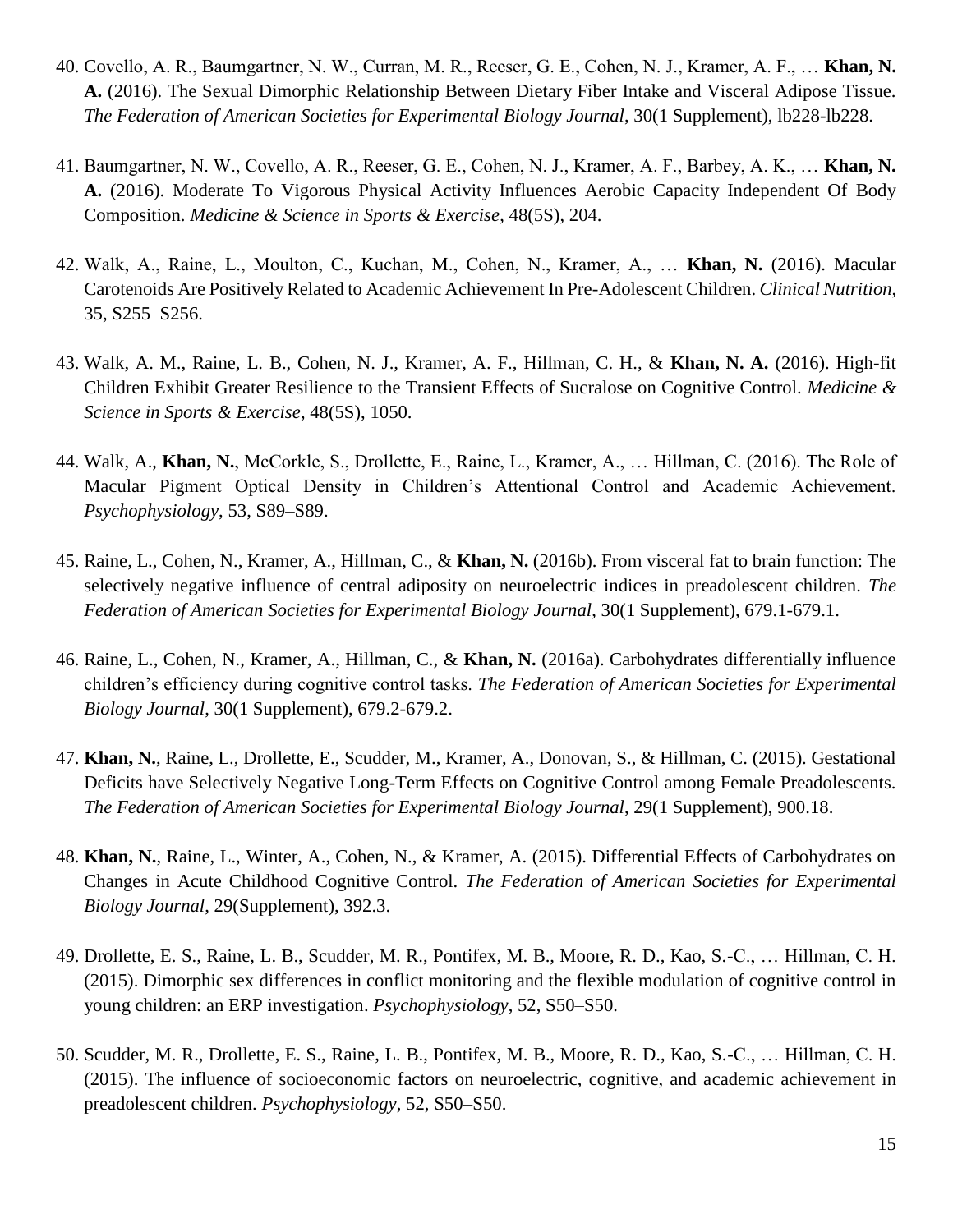40. Covello, A. R., Baumgartner, N. W., Curran, M. R., Reeser, G. E., Cohen, N. J., Kramer, A. F., … **Khan, N. A.** (2016). The Sexual Dimorphic Relationship Between Dietary Fiber Intake and Visceral Adipose Tissue. *The Federation of American Societies for Experimental Biology Journal*, 30(1 Supplement), lb228-lb228.

41. Baumgartner, N. W., Covello, A. R., Reeser, G. E., Cohen, N. J., Kramer, A. F., Barbey, A. K., … **Khan, N. A.** (2016). Moderate To Vigorous Physical Activity Influences Aerobic Capacity Independent Of Body Composition. *Medicine & Science in Sports & Exercise*, 48(5S), 204.

42. Walk, A., Raine, L., Moulton, C., Kuchan, M., Cohen, N., Kramer, A., … **Khan, N.** (2016). Macular Carotenoids Are Positively Related to Academic Achievement In Pre-Adolescent Children. *Clinical Nutrition*, 35, S255–S256.

43. Walk, A. M., Raine, L. B., Cohen, N. J., Kramer, A. F., Hillman, C. H., & **Khan, N. A.** (2016). High-fit Children Exhibit Greater Resilience to the Transient Effects of Sucralose on Cognitive Control. *Medicine & Science in Sports & Exercise*, 48(5S), 1050.

44. Walk, A., **Khan, N.**, McCorkle, S., Drollette, E., Raine, L., Kramer, A., … Hillman, C. (2016). The Role of Macular Pigment Optical Density in Children's Attentional Control and Academic Achievement. *Psychophysiology*, 53, S89–S89.

45. Raine, L., Cohen, N., Kramer, A., Hillman, C., & **Khan, N.** (2016b). From visceral fat to brain function: The selectively negative influence of central adiposity on neuroelectric indices in preadolescent children. *The Federation of American Societies for Experimental Biology Journal*, 30(1 Supplement), 679.1-679.1.

46. Raine, L., Cohen, N., Kramer, A., Hillman, C., & **Khan, N.** (2016a). Carbohydrates differentially influence children's efficiency during cognitive control tasks. *The Federation of American Societies for Experimental Biology Journal*, 30(1 Supplement), 679.2-679.2.

47. **Khan, N.**, Raine, L., Drollette, E., Scudder, M., Kramer, A., Donovan, S., & Hillman, C. (2015). Gestational Deficits have Selectively Negative Long-Term Effects on Cognitive Control among Female Preadolescents. *The Federation of American Societies for Experimental Biology Journal*, 29(1 Supplement), 900.18.

48. **Khan, N.**, Raine, L., Winter, A., Cohen, N., & Kramer, A. (2015). Differential Effects of Carbohydrates on Changes in Acute Childhood Cognitive Control. *The Federation of American Societies for Experimental Biology Journal*, 29(Supplement), 392.3.

49. Drollette, E. S., Raine, L. B., Scudder, M. R., Pontifex, M. B., Moore, R. D., Kao, S.-C., … Hillman, C. H. (2015). Dimorphic sex differences in conflict monitoring and the flexible modulation of cognitive control in young children: an ERP investigation. *Psychophysiology*, 52, S50–S50.

50. Scudder, M. R., Drollette, E. S., Raine, L. B., Pontifex, M. B., Moore, R. D., Kao, S.-C., … Hillman, C. H. (2015). The influence of socioeconomic factors on neuroelectric, cognitive, and academic achievement in preadolescent children. *Psychophysiology*, 52, S50–S50.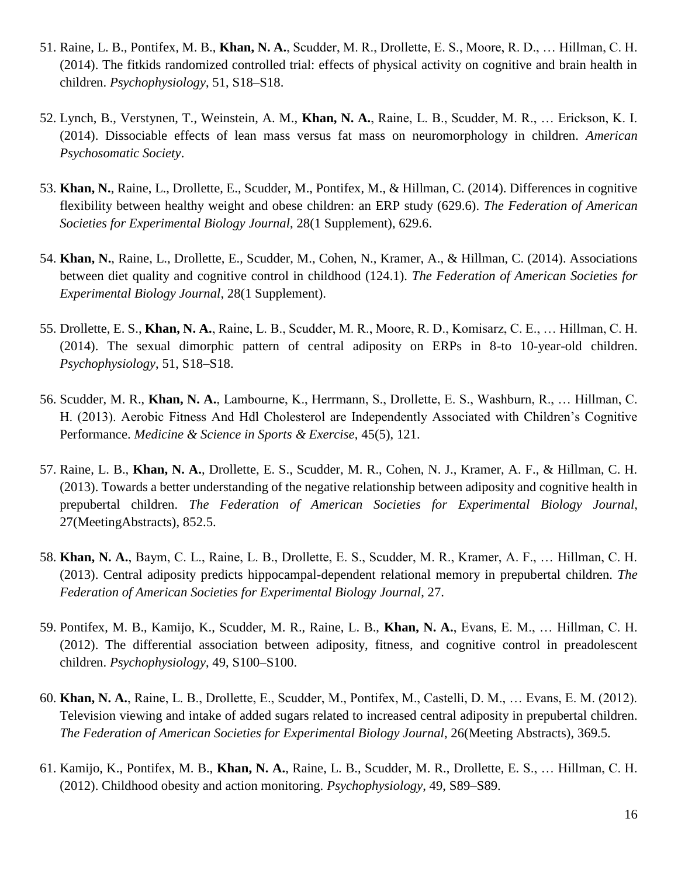51. Raine, L. B., Pontifex, M. B., **Khan, N. A.**, Scudder, M. R., Drollette, E. S., Moore, R. D., … Hillman, C. H. (2014). The fitkids randomized controlled trial: effects of physical activity on cognitive and brain health in children. *Psychophysiology*, 51, S18–S18.

52. Lynch, B., Verstynen, T., Weinstein, A. M., **Khan, N. A.**, Raine, L. B., Scudder, M. R., … Erickson, K. I. (2014). Dissociable effects of lean mass versus fat mass on neuromorphology in children. *American Psychosomatic Society*.

53. **Khan, N.**, Raine, L., Drollette, E., Scudder, M., Pontifex, M., & Hillman, C. (2014). Differences in cognitive flexibility between healthy weight and obese children: an ERP study (629.6). *The Federation of American Societies for Experimental Biology Journal*, 28(1 Supplement), 629.6.

54. **Khan, N.**, Raine, L., Drollette, E., Scudder, M., Cohen, N., Kramer, A., & Hillman, C. (2014). Associations between diet quality and cognitive control in childhood (124.1). *The Federation of American Societies for Experimental Biology Journal*, 28(1 Supplement).

55. Drollette, E. S., **Khan, N. A.**, Raine, L. B., Scudder, M. R., Moore, R. D., Komisarz, C. E., … Hillman, C. H. (2014). The sexual dimorphic pattern of central adiposity on ERPs in 8-to 10-year-old children. *Psychophysiology*, 51, S18–S18.

56. Scudder, M. R., **Khan, N. A.**, Lambourne, K., Herrmann, S., Drollette, E. S., Washburn, R., … Hillman, C. H. (2013). Aerobic Fitness And Hdl Cholesterol are Independently Associated with Children's Cognitive Performance. *Medicine & Science in Sports & Exercise*, 45(5), 121.

57. Raine, L. B., **Khan, N. A.**, Drollette, E. S., Scudder, M. R., Cohen, N. J., Kramer, A. F., & Hillman, C. H. (2013). Towards a better understanding of the negative relationship between adiposity and cognitive health in prepubertal children. *The Federation of American Societies for Experimental Biology Journal*, 27(MeetingAbstracts), 852.5.

58. **Khan, N. A.**, Baym, C. L., Raine, L. B., Drollette, E. S., Scudder, M. R., Kramer, A. F., … Hillman, C. H. (2013). Central adiposity predicts hippocampal-dependent relational memory in prepubertal children. *The Federation of American Societies for Experimental Biology Journal*, 27.

59. Pontifex, M. B., Kamijo, K., Scudder, M. R., Raine, L. B., **Khan, N. A.**, Evans, E. M., … Hillman, C. H. (2012). The differential association between adiposity, fitness, and cognitive control in preadolescent children. *Psychophysiology*, 49, S100–S100.

60. **Khan, N. A.**, Raine, L. B., Drollette, E., Scudder, M., Pontifex, M., Castelli, D. M., … Evans, E. M. (2012). Television viewing and intake of added sugars related to increased central adiposity in prepubertal children. *The Federation of American Societies for Experimental Biology Journal*, 26(Meeting Abstracts), 369.5.

61. Kamijo, K., Pontifex, M. B., **Khan, N. A.**, Raine, L. B., Scudder, M. R., Drollette, E. S., … Hillman, C. H. (2012). Childhood obesity and action monitoring. *Psychophysiology*, 49, S89–S89.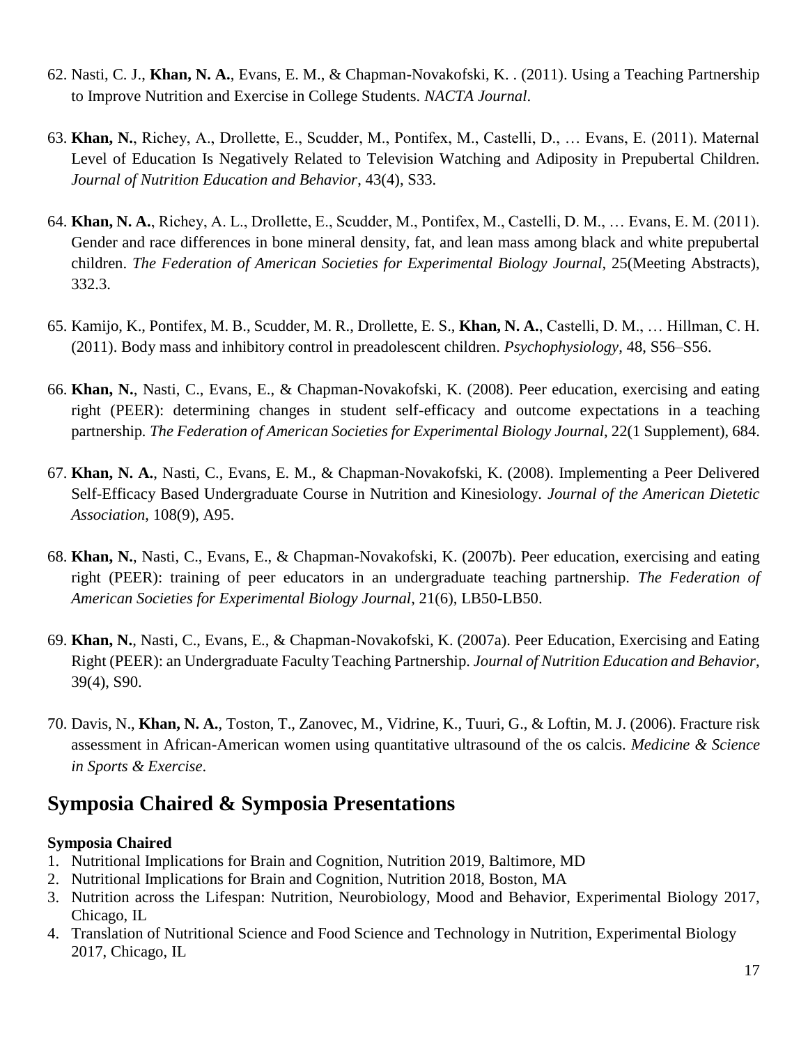62. Nasti, C. J., **Khan, N. A.**, Evans, E. M., & Chapman-Novakofski, K. . (2011). Using a Teaching Partnership to Improve Nutrition and Exercise in College Students. *NACTA Journal*.

63. **Khan, N.**, Richey, A., Drollette, E., Scudder, M., Pontifex, M., Castelli, D., … Evans, E. (2011). Maternal Level of Education Is Negatively Related to Television Watching and Adiposity in Prepubertal Children. *Journal of Nutrition Education and Behavior*, 43(4), S33.

64. **Khan, N. A.**, Richey, A. L., Drollette, E., Scudder, M., Pontifex, M., Castelli, D. M., … Evans, E. M. (2011). Gender and race differences in bone mineral density, fat, and lean mass among black and white prepubertal children. *The Federation of American Societies for Experimental Biology Journal*, 25(Meeting Abstracts), 332.3.

65. Kamijo, K., Pontifex, M. B., Scudder, M. R., Drollette, E. S., **Khan, N. A.**, Castelli, D. M., … Hillman, C. H. (2011). Body mass and inhibitory control in preadolescent children. *Psychophysiology*, 48, S56–S56.

66. **Khan, N.**, Nasti, C., Evans, E., & Chapman-Novakofski, K. (2008). Peer education, exercising and eating right (PEER): determining changes in student self-efficacy and outcome expectations in a teaching partnership. *The Federation of American Societies for Experimental Biology Journal*, 22(1 Supplement), 684.

67. **Khan, N. A.**, Nasti, C., Evans, E. M., & Chapman-Novakofski, K. (2008). Implementing a Peer Delivered Self-Efficacy Based Undergraduate Course in Nutrition and Kinesiology. *Journal of the American Dietetic Association*, 108(9), A95.

68. **Khan, N.**, Nasti, C., Evans, E., & Chapman-Novakofski, K. (2007b). Peer education, exercising and eating right (PEER): training of peer educators in an undergraduate teaching partnership. *The Federation of American Societies for Experimental Biology Journal*, 21(6), LB50-LB50.

69. **Khan, N.**, Nasti, C., Evans, E., & Chapman-Novakofski, K. (2007a). Peer Education, Exercising and Eating Right (PEER): an Undergraduate Faculty Teaching Partnership. *Journal of Nutrition Education and Behavior*, 39(4), S90.

70. Davis, N., **Khan, N. A.**, Toston, T., Zanovec, M., Vidrine, K., Tuuri, G., & Loftin, M. J. (2006). Fracture risk assessment in African-American women using quantitative ultrasound of the os calcis. *Medicine & Science in Sports & Exercise*.

## Symposia Chaired & Symposia Presentations

**Symposia Chaired**

1. Nutritional Implications for Brain and Cognition, Nutrition 2019, Baltimore, MD
2. Nutritional Implications for Brain and Cognition, Nutrition 2018, Boston, MA
3. Nutrition across the Lifespan: Nutrition, Neurobiology, Mood and Behavior, Experimental Biology 2017, Chicago, IL
4. Translation of Nutritional Science and Food Science and Technology in Nutrition, Experimental Biology 2017, Chicago, IL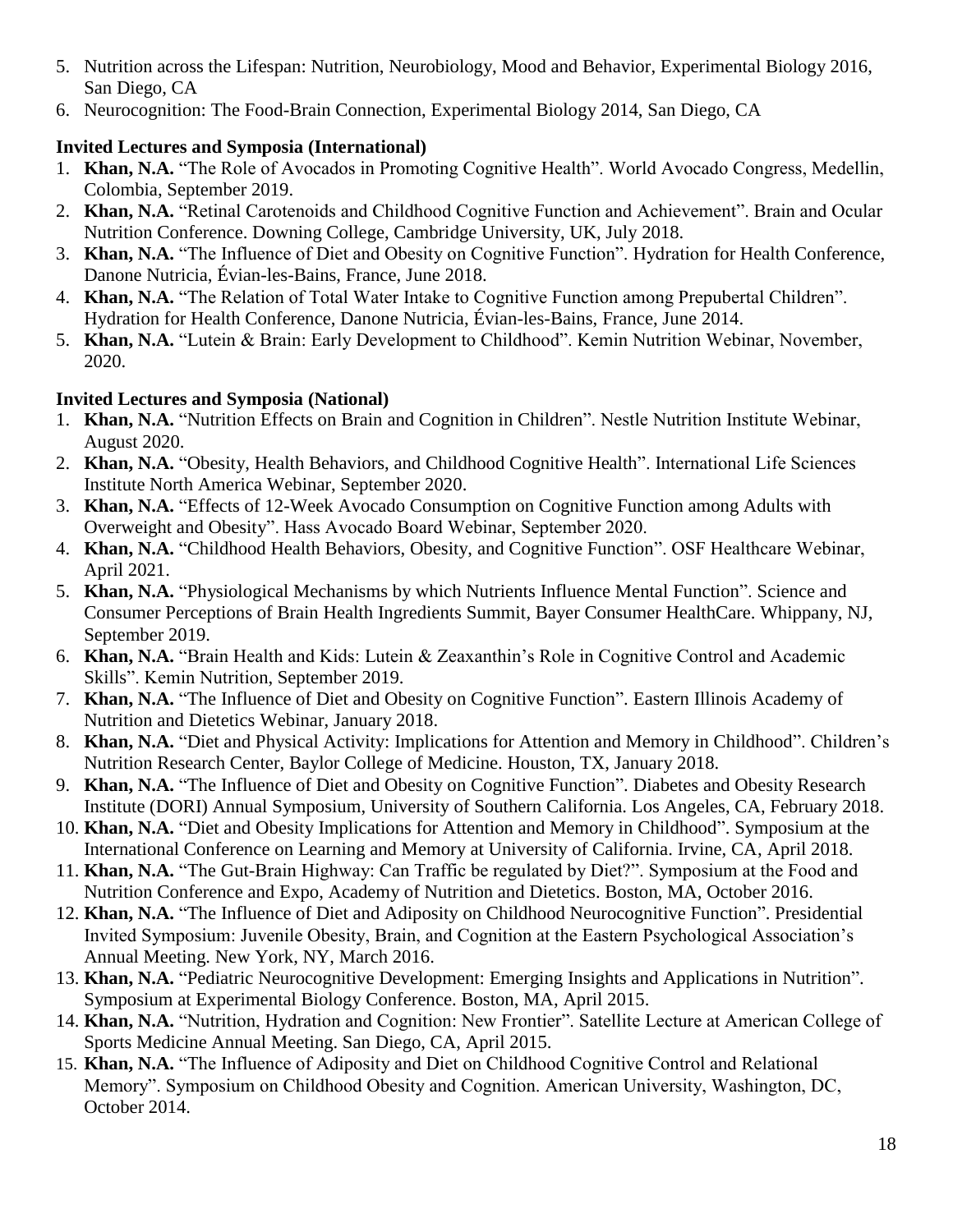5. Nutrition across the Lifespan: Nutrition, Neurobiology, Mood and Behavior, Experimental Biology 2016, San Diego, CA
6. Neurocognition: The Food-Brain Connection, Experimental Biology 2014, San Diego, CA

**Invited Lectures and Symposia (International)**

1. **Khan, N.A.** "The Role of Avocados in Promoting Cognitive Health". World Avocado Congress, Medellin, Colombia, September 2019.
2. **Khan, N.A.** "Retinal Carotenoids and Childhood Cognitive Function and Achievement". Brain and Ocular Nutrition Conference. Downing College, Cambridge University, UK, July 2018.
3. **Khan, N.A.** "The Influence of Diet and Obesity on Cognitive Function". Hydration for Health Conference, Danone Nutricia, Évian-les-Bains, France, June 2018.
4. **Khan, N.A.** "The Relation of Total Water Intake to Cognitive Function among Prepubertal Children". Hydration for Health Conference, Danone Nutricia, Évian-les-Bains, France, June 2014.
5. **Khan, N.A.** "Lutein & Brain: Early Development to Childhood". Kemin Nutrition Webinar, November, 2020.

**Invited Lectures and Symposia (National)**

1. **Khan, N.A.** "Nutrition Effects on Brain and Cognition in Children". Nestle Nutrition Institute Webinar, August 2020.
2. **Khan, N.A.** "Obesity, Health Behaviors, and Childhood Cognitive Health". International Life Sciences Institute North America Webinar, September 2020.
3. **Khan, N.A.** "Effects of 12-Week Avocado Consumption on Cognitive Function among Adults with Overweight and Obesity". Hass Avocado Board Webinar, September 2020.
4. **Khan, N.A.** "Childhood Health Behaviors, Obesity, and Cognitive Function". OSF Healthcare Webinar, April 2021.
5. **Khan, N.A.** "Physiological Mechanisms by which Nutrients Influence Mental Function". Science and Consumer Perceptions of Brain Health Ingredients Summit, Bayer Consumer HealthCare. Whippany, NJ, September 2019.
6. **Khan, N.A.** "Brain Health and Kids: Lutein & Zeaxanthin's Role in Cognitive Control and Academic Skills". Kemin Nutrition, September 2019.
7. **Khan, N.A.** "The Influence of Diet and Obesity on Cognitive Function". Eastern Illinois Academy of Nutrition and Dietetics Webinar, January 2018.
8. **Khan, N.A.** "Diet and Physical Activity: Implications for Attention and Memory in Childhood". Children's Nutrition Research Center, Baylor College of Medicine. Houston, TX, January 2018.
9. **Khan, N.A.** "The Influence of Diet and Obesity on Cognitive Function". Diabetes and Obesity Research Institute (DORI) Annual Symposium, University of Southern California. Los Angeles, CA, February 2018.
10. **Khan, N.A.** "Diet and Obesity Implications for Attention and Memory in Childhood". Symposium at the International Conference on Learning and Memory at University of California. Irvine, CA, April 2018.
11. **Khan, N.A.** "The Gut-Brain Highway: Can Traffic be regulated by Diet?". Symposium at the Food and Nutrition Conference and Expo, Academy of Nutrition and Dietetics. Boston, MA, October 2016.
12. **Khan, N.A.** "The Influence of Diet and Adiposity on Childhood Neurocognitive Function". Presidential Invited Symposium: Juvenile Obesity, Brain, and Cognition at the Eastern Psychological Association's Annual Meeting. New York, NY, March 2016.
13. **Khan, N.A.** "Pediatric Neurocognitive Development: Emerging Insights and Applications in Nutrition". Symposium at Experimental Biology Conference. Boston, MA, April 2015.
14. **Khan, N.A.** "Nutrition, Hydration and Cognition: New Frontier". Satellite Lecture at American College of Sports Medicine Annual Meeting. San Diego, CA, April 2015.
15. **Khan, N.A.** "The Influence of Adiposity and Diet on Childhood Cognitive Control and Relational Memory". Symposium on Childhood Obesity and Cognition. American University, Washington, DC, October 2014.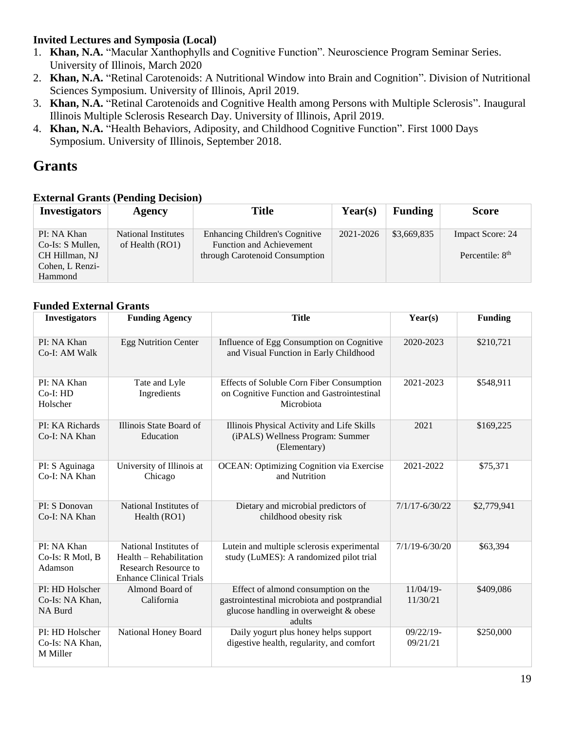### Invited Lectures and Symposia (Local)

1. **Khan, N.A.** "Macular Xanthophylls and Cognitive Function". Neuroscience Program Seminar Series. University of Illinois, March 2020
2. **Khan, N.A.** "Retinal Carotenoids: A Nutritional Window into Brain and Cognition". Division of Nutritional Sciences Symposium. University of Illinois, April 2019.
3. **Khan, N.A.** "Retinal Carotenoids and Cognitive Health among Persons with Multiple Sclerosis". Inaugural Illinois Multiple Sclerosis Research Day. University of Illinois, April 2019.
4. **Khan, N.A.** "Health Behaviors, Adiposity, and Childhood Cognitive Function". First 1000 Days Symposium. University of Illinois, September 2018.

# Grants

### External Grants (Pending Decision)

| Investigators | Agency | Title | Year(s) | Funding | Score |
|---|---|---|---|---|---|
| PI: NA Khan<br>Co-Is: S Mullen, CH Hillman, NJ Cohen, L Renzi-Hammond | National Institutes of Health (RO1) | Enhancing Children's Cognitive Function and Achievement through Carotenoid Consumption | 2021-2026 | \$3,669,835 | Impact Score: 24<br><br>Percentile: 8th |

### Funded External Grants

| Investigators | Funding Agency | Title | Year(s) | Funding |
|---|---|---|---|---|
| PI: NA Khan<br>Co-I: AM Walk | Egg Nutrition Center | Influence of Egg Consumption on Cognitive and Visual Function in Early Childhood | 2020-2023 | \$210,721 |
| PI: NA Khan<br>Co-I: HD Holscher | Tate and Lyle Ingredients | Effects of Soluble Corn Fiber Consumption on Cognitive Function and Gastrointestinal Microbiota | 2021-2023 | \$548,911 |
| PI: KA Richards<br>Co-I: NA Khan | Illinois State Board of Education | Illinois Physical Activity and Life Skills (iPALS) Wellness Program: Summer (Elementary) | 2021 | \$169,225 |
| PI: S Aguinaga<br>Co-I: NA Khan | University of Illinois at Chicago | OCEAN: Optimizing Cognition via Exercise and Nutrition | 2021-2022 | \$75,371 |
| PI: S Donovan<br>Co-I: NA Khan | National Institutes of Health (RO1) | Dietary and microbial predictors of childhood obesity risk | 7/1/17-6/30/22 | \$2,779,941 |
| PI: NA Khan<br>Co-Is: R Motl, B Adamson | National Institutes of Health – Rehabilitation Research Resource to Enhance Clinical Trials | Lutein and multiple sclerosis experimental study (LuMES): A randomized pilot trial | 7/1/19-6/30/20 | \$63,394 |
| PI: HD Holscher<br>Co-Is: NA Khan, NA Burd | Almond Board of California | Effect of almond consumption on the gastrointestinal microbiota and postprandial glucose handling in overweight & obese adults | 11/04/19-11/30/21 | \$409,086 |
| PI: HD Holscher<br>Co-Is: NA Khan, M Miller | National Honey Board | Daily yogurt plus honey helps support digestive health, regularity, and comfort | 09/22/19-09/21/21 | \$250,000 |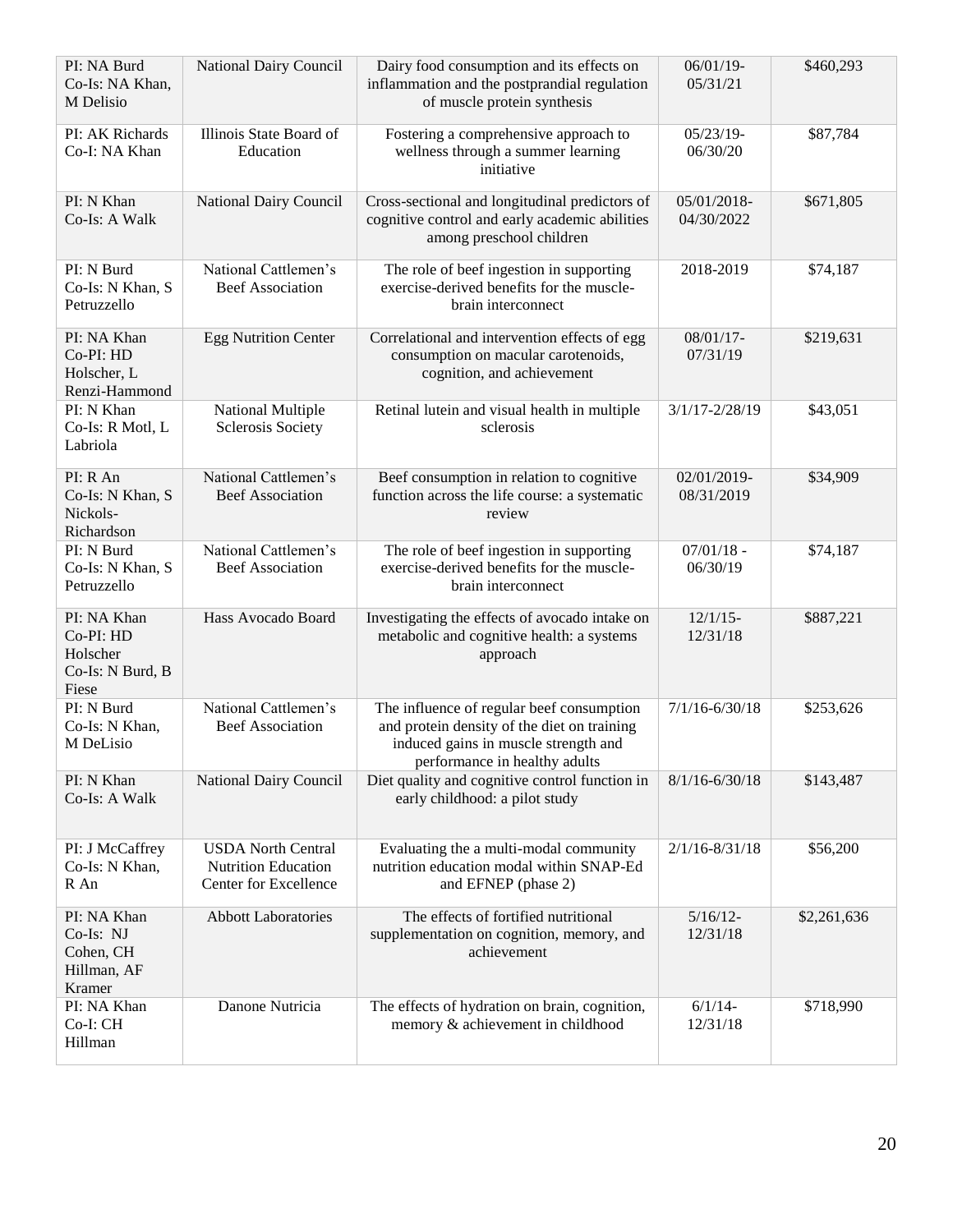| PI: NA Burd Co-Is: NA Khan, M Delisio | National Dairy Council | Dairy food consumption and its effects on inflammation and the postprandial regulation of muscle protein synthesis | 06/01/19-05/31/21 | $460,293 |
|---|---|---|---|---|
| PI: AK Richards Co-I: NA Khan | Illinois State Board of Education | Fostering a comprehensive approach to wellness through a summer learning initiative | 05/23/19-06/30/20 | $87,784 |
| PI: N Khan Co-Is: A Walk | National Dairy Council | Cross-sectional and longitudinal predictors of cognitive control and early academic abilities among preschool children | 05/01/2018-04/30/2022 | $671,805 |
| PI: N Burd Co-Is: N Khan, S Petruzzello | National Cattlemen's Beef Association | The role of beef ingestion in supporting exercise-derived benefits for the muscle-brain interconnect | 2018-2019 | $74,187 |
| PI: NA Khan Co-PI: HD Holscher, L Renzi-Hammond | Egg Nutrition Center | Correlational and intervention effects of egg consumption on macular carotenoids, cognition, and achievement | 08/01/17-07/31/19 | $219,631 |
| PI: N Khan Co-Is: R Motl, L Labriola | National Multiple Sclerosis Society | Retinal lutein and visual health in multiple sclerosis | 3/1/17-2/28/19 | $43,051 |
| PI: R An Co-Is: N Khan, S Nickols-Richardson | National Cattlemen's Beef Association | Beef consumption in relation to cognitive function across the life course: a systematic review | 02/01/2019-08/31/2019 | $34,909 |
| PI: N Burd Co-Is: N Khan, S Petruzzello | National Cattlemen's Beef Association | The role of beef ingestion in supporting exercise-derived benefits for the muscle-brain interconnect | 07/01/18 - 06/30/19 | $74,187 |
| PI: NA Khan Co-PI: HD Holscher Co-Is: N Burd, B Fiese | Hass Avocado Board | Investigating the effects of avocado intake on metabolic and cognitive health: a systems approach | 12/1/15-12/31/18 | $887,221 |
| PI: N Burd Co-Is: N Khan, M DeLisio | National Cattlemen's Beef Association | The influence of regular beef consumption and protein density of the diet on training induced gains in muscle strength and performance in healthy adults | 7/1/16-6/30/18 | $253,626 |
| PI: N Khan Co-Is: A Walk | National Dairy Council | Diet quality and cognitive control function in early childhood: a pilot study | 8/1/16-6/30/18 | $143,487 |
| PI: J McCaffrey Co-Is: N Khan, R An | USDA North Central Nutrition Education Center for Excellence | Evaluating the a multi-modal community nutrition education modal within SNAP-Ed and EFNEP (phase 2) | 2/1/16-8/31/18 | $56,200 |
| PI: NA Khan Co-Is: NJ Cohen, CH Hillman, AF Kramer | Abbott Laboratories | The effects of fortified nutritional supplementation on cognition, memory, and achievement | 5/16/12-12/31/18 | $2,261,636 |
| PI: NA Khan Co-I: CH Hillman | Danone Nutricia | The effects of hydration on brain, cognition, memory & achievement in childhood | 6/1/14-12/31/18 | $718,990 |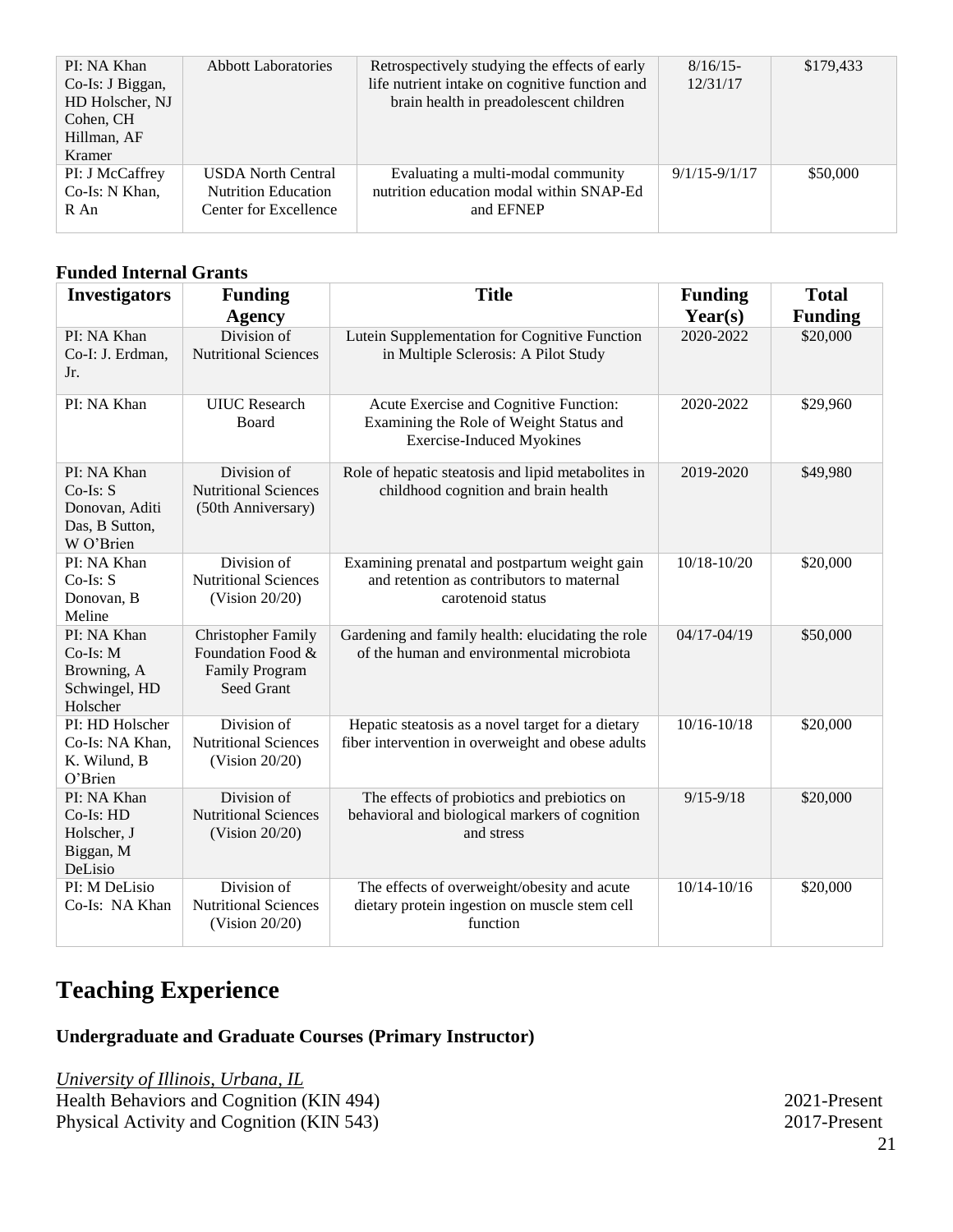| | | | | |
|---|---|---|---|---|
| PI: NA Khan Co-Is: J Biggan, HD Holscher, NJ Cohen, CH Hillman, AF Kramer | Abbott Laboratories | Retrospectively studying the effects of early life nutrient intake on cognitive function and brain health in preadolescent children | 8/16/15-12/31/17 | $179,433 |
| PI: J McCaffrey Co-Is: N Khan, R An | USDA North Central Nutrition Education Center for Excellence | Evaluating a multi-modal community nutrition education modal within SNAP-Ed and EFNEP | 9/1/15-9/1/17 | $50,000 |

**Funded Internal Grants**

| Investigators | Funding Agency | Title | Funding Year(s) | Total Funding |
|---|---|---|---|---|
| PI: NA Khan Co-I: J. Erdman, Jr. | Division of Nutritional Sciences | Lutein Supplementation for Cognitive Function in Multiple Sclerosis: A Pilot Study | 2020-2022 | $20,000 |
| PI: NA Khan | UIUC Research Board | Acute Exercise and Cognitive Function: Examining the Role of Weight Status and Exercise-Induced Myokines | 2020-2022 | $29,960 |
| PI: NA Khan Co-Is: S Donovan, Aditi Das, B Sutton, W O'Brien | Division of Nutritional Sciences (50th Anniversary) | Role of hepatic steatosis and lipid metabolites in childhood cognition and brain health | 2019-2020 | $49,980 |
| PI: NA Khan Co-Is: S Donovan, B Meline | Division of Nutritional Sciences (Vision 20/20) | Examining prenatal and postpartum weight gain and retention as contributors to maternal carotenoid status | 10/18-10/20 | $20,000 |
| PI: NA Khan Co-Is: M Browning, A Schwingel, HD Holscher | Christopher Family Foundation Food & Family Program Seed Grant | Gardening and family health: elucidating the role of the human and environmental microbiota | 04/17-04/19 | $50,000 |
| PI: HD Holscher Co-Is: NA Khan, K. Wilund, B O'Brien | Division of Nutritional Sciences (Vision 20/20) | Hepatic steatosis as a novel target for a dietary fiber intervention in overweight and obese adults | 10/16-10/18 | $20,000 |
| PI: NA Khan Co-Is: HD Holscher, J Biggan, M DeLisio | Division of Nutritional Sciences (Vision 20/20) | The effects of probiotics and prebiotics on behavioral and biological markers of cognition and stress | 9/15-9/18 | $20,000 |
| PI: M DeLisio Co-Is: NA Khan | Division of Nutritional Sciences (Vision 20/20) | The effects of overweight/obesity and acute dietary protein ingestion on muscle stem cell function | 10/14-10/16 | $20,000 |

# Teaching Experience

### Undergraduate and Graduate Courses (Primary Instructor)

*University of Illinois, Urbana, IL*

Health Behaviors and Cognition (KIN 494) 2021-Present

Physical Activity and Cognition (KIN 543) 2017-Present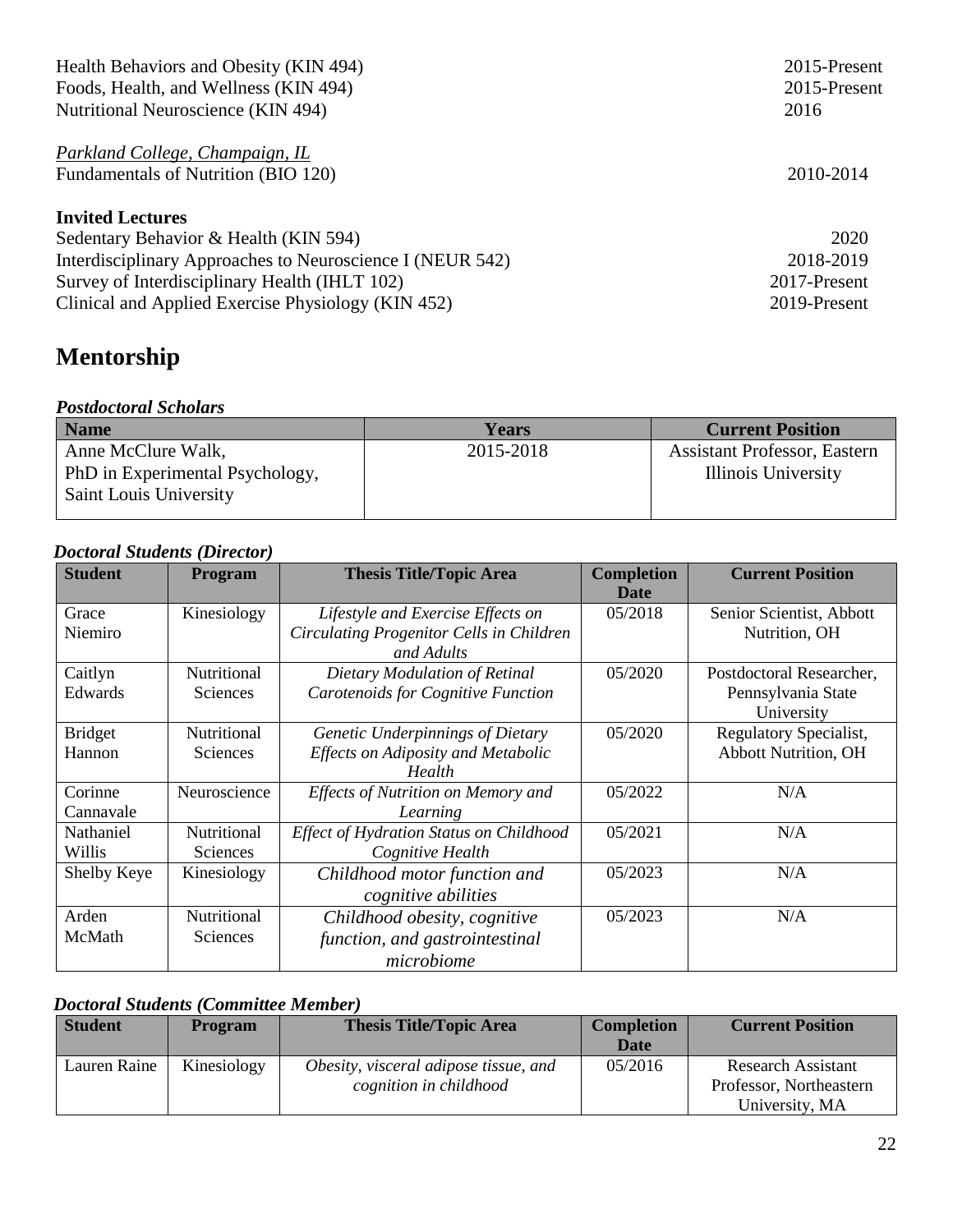Health Behaviors and Obesity (KIN 494) 2015-Present
Foods, Health, and Wellness (KIN 494) 2015-Present
Nutritional Neuroscience (KIN 494) 2016

*Parkland College, Champaign, IL*
Fundamentals of Nutrition (BIO 120) 2010-2014

**Invited Lectures**
Sedentary Behavior & Health (KIN 594) 2020
Interdisciplinary Approaches to Neuroscience I (NEUR 542) 2018-2019
Survey of Interdisciplinary Health (IHLT 102) 2017-Present
Clinical and Applied Exercise Physiology (KIN 452) 2019-Present

# Mentorship

***Postdoctoral Scholars***

| Name | Years | Current Position |
|---|---|---|
| Anne McClure Walk, PhD in Experimental Psychology, Saint Louis University | 2015-2018 | Assistant Professor, Eastern Illinois University |

***Doctoral Students (Director)***

| Student | Program | Thesis Title/Topic Area | Completion Date | Current Position |
|---|---|---|---|---|
| Grace Niemiro | Kinesiology | *Lifestyle and Exercise Effects on Circulating Progenitor Cells in Children and Adults* | 05/2018 | Senior Scientist, Abbott Nutrition, OH |
| Caitlyn Edwards | Nutritional Sciences | *Dietary Modulation of Retinal Carotenoids for Cognitive Function* | 05/2020 | Postdoctoral Researcher, Pennsylvania State University |
| Bridget Hannon | Nutritional Sciences | *Genetic Underpinnings of Dietary Effects on Adiposity and Metabolic Health* | 05/2020 | Regulatory Specialist, Abbott Nutrition, OH |
| Corinne Cannavale | Neuroscience | *Effects of Nutrition on Memory and Learning* | 05/2022 | N/A |
| Nathaniel Willis | Nutritional Sciences | *Effect of Hydration Status on Childhood Cognitive Health* | 05/2021 | N/A |
| Shelby Keye | Kinesiology | *Childhood motor function and cognitive abilities* | 05/2023 | N/A |
| Arden McMath | Nutritional Sciences | *Childhood obesity, cognitive function, and gastrointestinal microbiome* | 05/2023 | N/A |

***Doctoral Students (Committee Member)***

| Student | Program | Thesis Title/Topic Area | Completion Date | Current Position |
|---|---|---|---|---|
| Lauren Raine | Kinesiology | *Obesity, visceral adipose tissue, and cognition in childhood* | 05/2016 | Research Assistant Professor, Northeastern University, MA |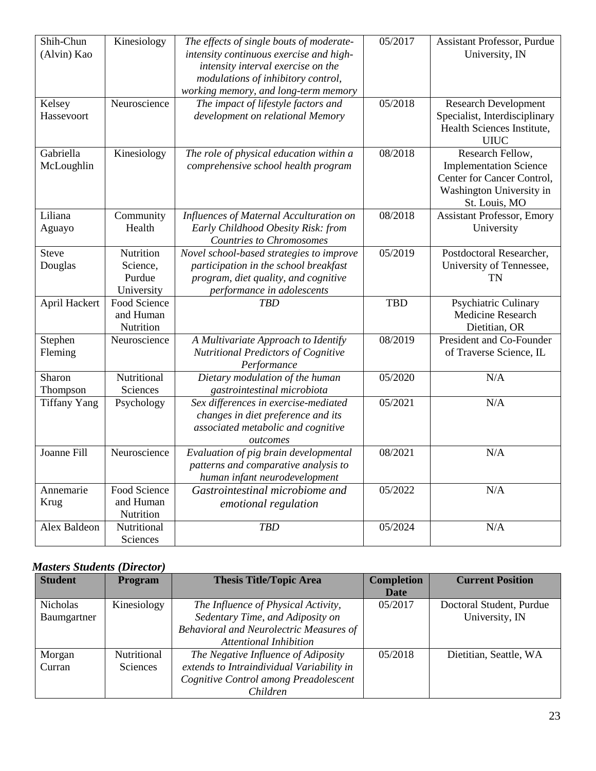| | | | | |
|---|---|---|---|---|
| Shih-Chun (Alvin) Kao | Kinesiology | *The effects of single bouts of moderate-intensity continuous exercise and high-intensity interval exercise on the modulations of inhibitory control, working memory, and long-term memory* | 05/2017 | Assistant Professor, Purdue University, IN |
| Kelsey Hassevoort | Neuroscience | *The impact of lifestyle factors and development on relational Memory* | 05/2018 | Research Development Specialist, Interdisciplinary Health Sciences Institute, UIUC |
| Gabriella McLoughlin | Kinesiology | *The role of physical education within a comprehensive school health program* | 08/2018 | Research Fellow, Implementation Science Center for Cancer Control, Washington University in St. Louis, MO |
| Liliana Aguayo | Community Health | *Influences of Maternal Acculturation on Early Childhood Obesity Risk: from Countries to Chromosomes* | 08/2018 | Assistant Professor, Emory University |
| Steve Douglas | Nutrition Science, Purdue University | *Novel school-based strategies to improve participation in the school breakfast program, diet quality, and cognitive performance in adolescents* | 05/2019 | Postdoctoral Researcher, University of Tennessee, TN |
| April Hackert | Food Science and Human Nutrition | *TBD* | TBD | Psychiatric Culinary Medicine Research Dietitian, OR |
| Stephen Fleming | Neuroscience | *A Multivariate Approach to Identify Nutritional Predictors of Cognitive Performance* | 08/2019 | President and Co-Founder of Traverse Science, IL |
| Sharon Thompson | Nutritional Sciences | *Dietary modulation of the human gastrointestinal microbiota* | 05/2020 | N/A |
| Tiffany Yang | Psychology | *Sex differences in exercise-mediated changes in diet preference and its associated metabolic and cognitive outcomes* | 05/2021 | N/A |
| Joanne Fill | Neuroscience | *Evaluation of pig brain developmental patterns and comparative analysis to human infant neurodevelopment* | 08/2021 | N/A |
| Annemarie Krug | Food Science and Human Nutrition | *Gastrointestinal microbiome and emotional regulation* | 05/2022 | N/A |
| Alex Baldeon | Nutritional Sciences | *TBD* | 05/2024 | N/A |

### *Masters Students (Director)*

| Student | Program | Thesis Title/Topic Area | Completion Date | Current Position |
|---|---|---|---|---|
| Nicholas Baumgartner | Kinesiology | *The Influence of Physical Activity, Sedentary Time, and Adiposity on Behavioral and Neurolectric Measures of Attentional Inhibition* | 05/2017 | Doctoral Student, Purdue University, IN |
| Morgan Curran | Nutritional Sciences | *The Negative Influence of Adiposity extends to Intraindividual Variability in Cognitive Control among Preadolescent Children* | 05/2018 | Dietitian, Seattle, WA |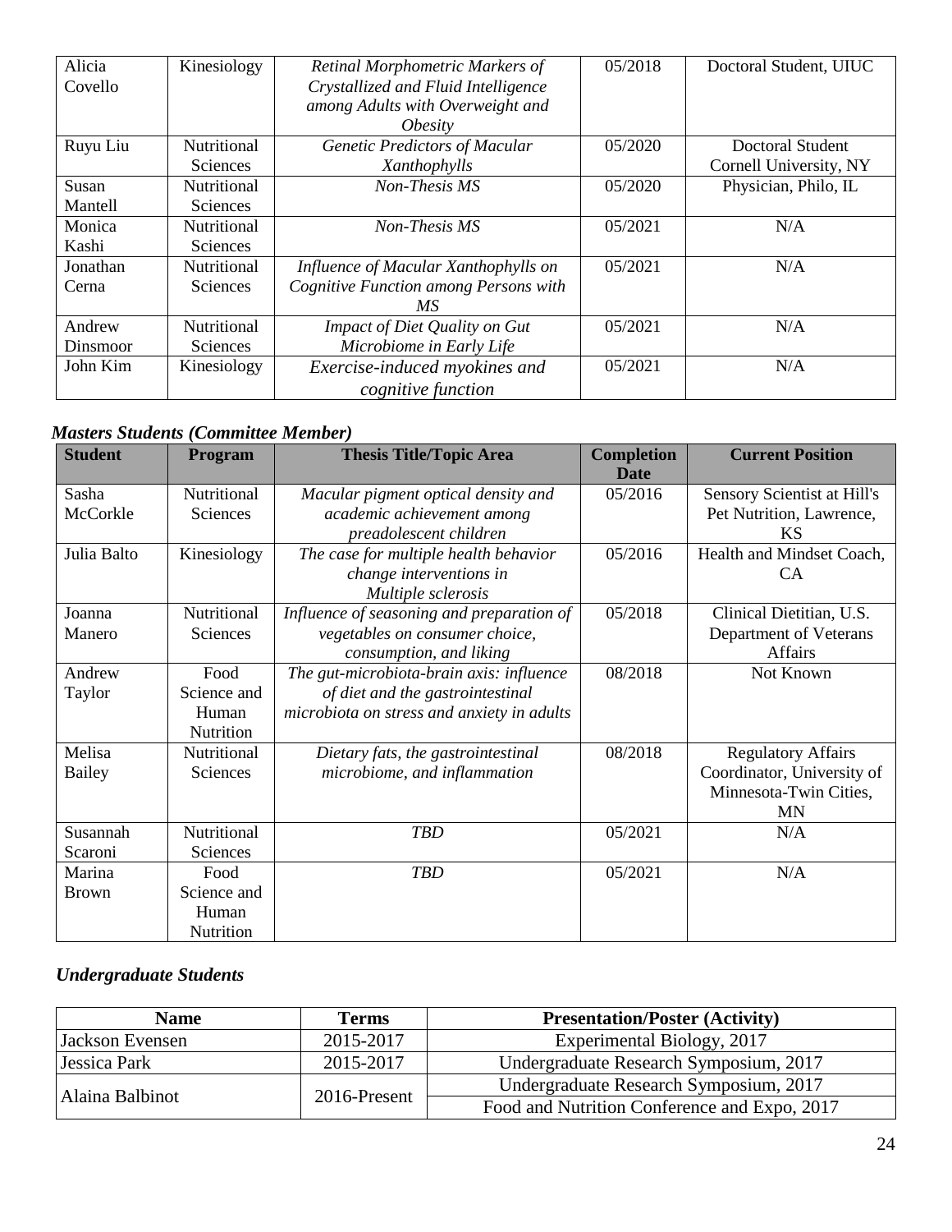| Alicia Covello | Kinesiology | *Retinal Morphometric Markers of Crystallized and Fluid Intelligence among Adults with Overweight and Obesity* | 05/2018 | Doctoral Student, UIUC |
|---|---|---|---|---|
| Ruyu Liu | Nutritional Sciences | *Genetic Predictors of Macular Xanthophylls* | 05/2020 | Doctoral Student Cornell University, NY |
| Susan Mantell | Nutritional Sciences | *Non-Thesis MS* | 05/2020 | Physician, Philo, IL |
| Monica Kashi | Nutritional Sciences | *Non-Thesis MS* | 05/2021 | N/A |
| Jonathan Cerna | Nutritional Sciences | *Influence of Macular Xanthophylls on Cognitive Function among Persons with MS* | 05/2021 | N/A |
| Andrew Dinsmoor | Nutritional Sciences | *Impact of Diet Quality on Gut Microbiome in Early Life* | 05/2021 | N/A |
| John Kim | Kinesiology | *Exercise-induced myokines and cognitive function* | 05/2021 | N/A |

***Masters Students (Committee Member)***

| Student | Program | Thesis Title/Topic Area | Completion Date | Current Position |
|---|---|---|---|---|
| Sasha McCorkle | Nutritional Sciences | *Macular pigment optical density and academic achievement among preadolescent children* | 05/2016 | Sensory Scientist at Hill's Pet Nutrition, Lawrence, KS |
| Julia Balto | Kinesiology | *The case for multiple health behavior change interventions in Multiple sclerosis* | 05/2016 | Health and Mindset Coach, CA |
| Joanna Manero | Nutritional Sciences | *Influence of seasoning and preparation of vegetables on consumer choice, consumption, and liking* | 05/2018 | Clinical Dietitian, U.S. Department of Veterans Affairs |
| Andrew Taylor | Food Science and Human Nutrition | *The gut-microbiota-brain axis: influence of diet and the gastrointestinal microbiota on stress and anxiety in adults* | 08/2018 | Not Known |
| Melisa Bailey | Nutritional Sciences | *Dietary fats, the gastrointestinal microbiome, and inflammation* | 08/2018 | Regulatory Affairs Coordinator, University of Minnesota-Twin Cities, MN |
| Susannah Scaroni | Nutritional Sciences | *TBD* | 05/2021 | N/A |
| Marina Brown | Food Science and Human Nutrition | *TBD* | 05/2021 | N/A |

***Undergraduate Students***

| Name | Terms | Presentation/Poster (Activity) |
|---|---|---|
| Jackson Evensen | 2015-2017 | Experimental Biology, 2017 |
| Jessica Park | 2015-2017 | Undergraduate Research Symposium, 2017 |
| Alaina Balbinot | 2016-Present | Undergraduate Research Symposium, 2017 |
| | | Food and Nutrition Conference and Expo, 2017 |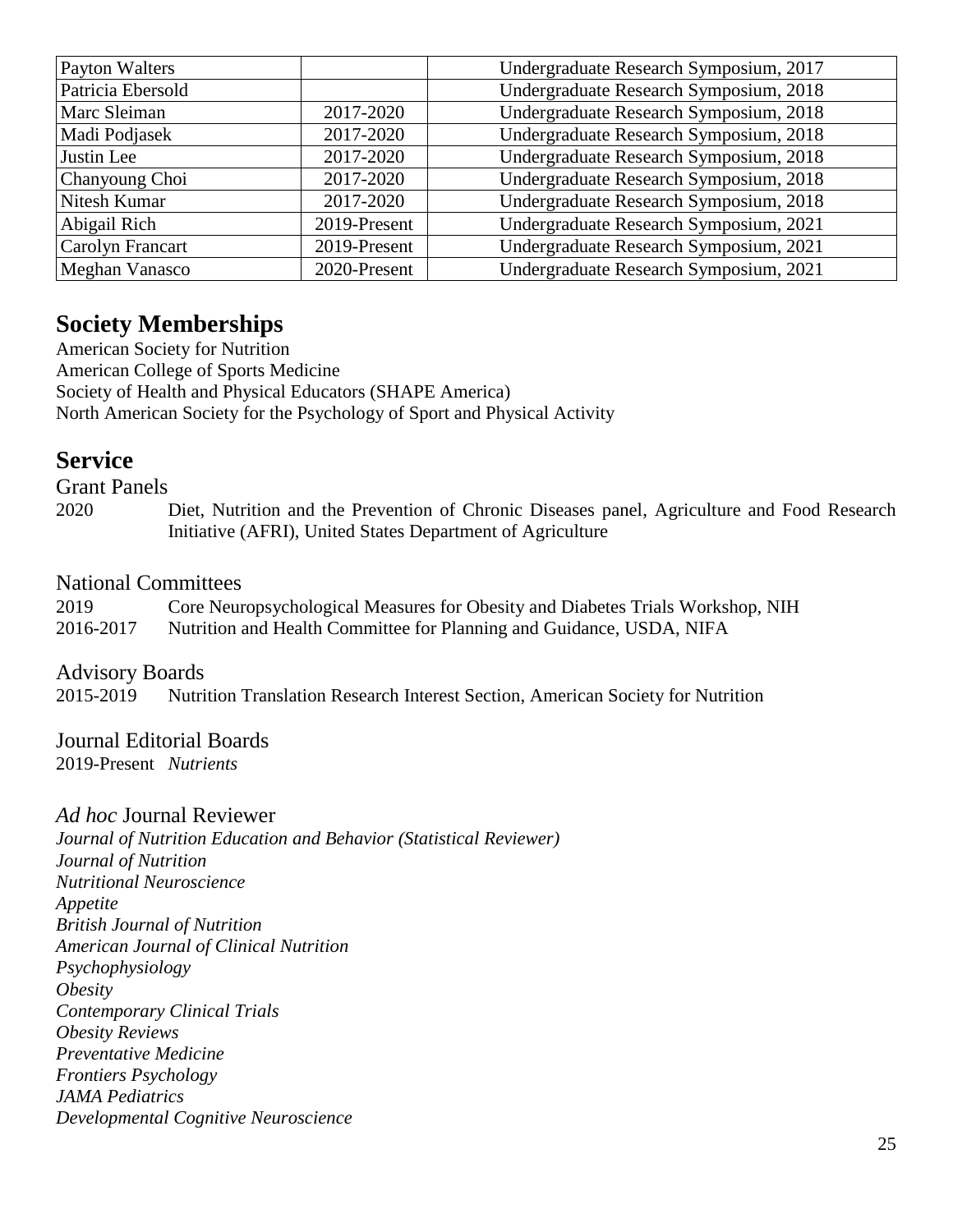| | | |
|---|---|---|
| Payton Walters | | Undergraduate Research Symposium, 2017 |
| Patricia Ebersold | | Undergraduate Research Symposium, 2018 |
| Marc Sleiman | 2017-2020 | Undergraduate Research Symposium, 2018 |
| Madi Podjasek | 2017-2020 | Undergraduate Research Symposium, 2018 |
| Justin Lee | 2017-2020 | Undergraduate Research Symposium, 2018 |
| Chanyoung Choi | 2017-2020 | Undergraduate Research Symposium, 2018 |
| Nitesh Kumar | 2017-2020 | Undergraduate Research Symposium, 2018 |
| Abigail Rich | 2019-Present | Undergraduate Research Symposium, 2021 |
| Carolyn Francart | 2019-Present | Undergraduate Research Symposium, 2021 |
| Meghan Vanasco | 2020-Present | Undergraduate Research Symposium, 2021 |

## Society Memberships

American Society for Nutrition
American College of Sports Medicine
Society of Health and Physical Educators (SHAPE America)
North American Society for the Psychology of Sport and Physical Activity

## Service

### Grant Panels

2020 Diet, Nutrition and the Prevention of Chronic Diseases panel, Agriculture and Food Research Initiative (AFRI), United States Department of Agriculture

### National Committees

2019 Core Neuropsychological Measures for Obesity and Diabetes Trials Workshop, NIH
2016-2017 Nutrition and Health Committee for Planning and Guidance, USDA, NIFA

### Advisory Boards

2015-2019 Nutrition Translation Research Interest Section, American Society for Nutrition

### Journal Editorial Boards

2019-Present *Nutrients*

### *Ad hoc* Journal Reviewer

*Journal of Nutrition Education and Behavior (Statistical Reviewer)*
*Journal of Nutrition*
*Nutritional Neuroscience*
*Appetite*
*British Journal of Nutrition*
*American Journal of Clinical Nutrition*
*Psychophysiology*
*Obesity*
*Contemporary Clinical Trials*
*Obesity Reviews*
*Preventative Medicine*
*Frontiers Psychology*
*JAMA Pediatrics*
*Developmental Cognitive Neuroscience*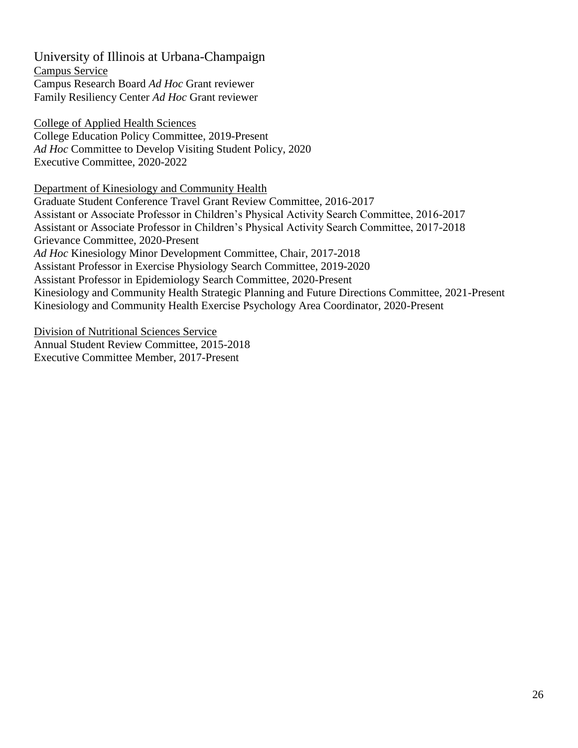## University of Illinois at Urbana-Champaign

Campus Service

Campus Research Board *Ad Hoc* Grant reviewer
Family Resiliency Center *Ad Hoc* Grant reviewer

College of Applied Health Sciences

College Education Policy Committee, 2019-Present
*Ad Hoc* Committee to Develop Visiting Student Policy, 2020
Executive Committee, 2020-2022

Department of Kinesiology and Community Health

Graduate Student Conference Travel Grant Review Committee, 2016-2017
Assistant or Associate Professor in Children's Physical Activity Search Committee, 2016-2017
Assistant or Associate Professor in Children's Physical Activity Search Committee, 2017-2018
Grievance Committee, 2020-Present
*Ad Hoc* Kinesiology Minor Development Committee, Chair, 2017-2018
Assistant Professor in Exercise Physiology Search Committee, 2019-2020
Assistant Professor in Epidemiology Search Committee, 2020-Present
Kinesiology and Community Health Strategic Planning and Future Directions Committee, 2021-Present
Kinesiology and Community Health Exercise Psychology Area Coordinator, 2020-Present

Division of Nutritional Sciences Service

Annual Student Review Committee, 2015-2018
Executive Committee Member, 2017-Present